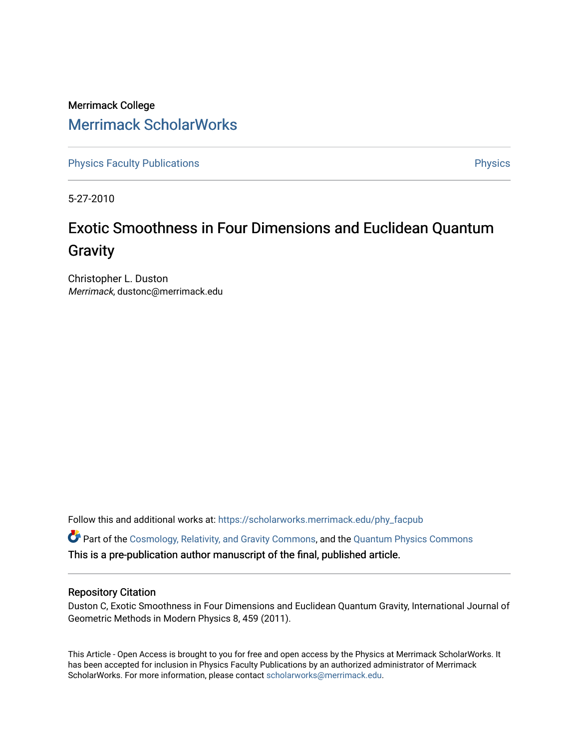Merrimack College

# Merrimack ScholarWorks

Physics Faculty Publications | Physics

5-27-2010

# Exotic Smoothness in Four Dimensions and Euclidean Quantum Gravity

Christopher L. Duston
*Merrimack*, dustonc@merrimack.edu

Follow this and additional works at: https://scholarworks.merrimack.edu/phy_facpub

Part of the Cosmology, Relativity, and Gravity Commons, and the Quantum Physics Commons

This is a pre-publication author manuscript of the final, published article.

## Repository Citation

Duston C, Exotic Smoothness in Four Dimensions and Euclidean Quantum Gravity, International Journal of Geometric Methods in Modern Physics 8, 459 (2011).

This Article - Open Access is brought to you for free and open access by the Physics at Merrimack ScholarWorks. It has been accepted for inclusion in Physics Faculty Publications by an authorized administrator of Merrimack ScholarWorks. For more information, please contact scholarworks@merrimack.edu.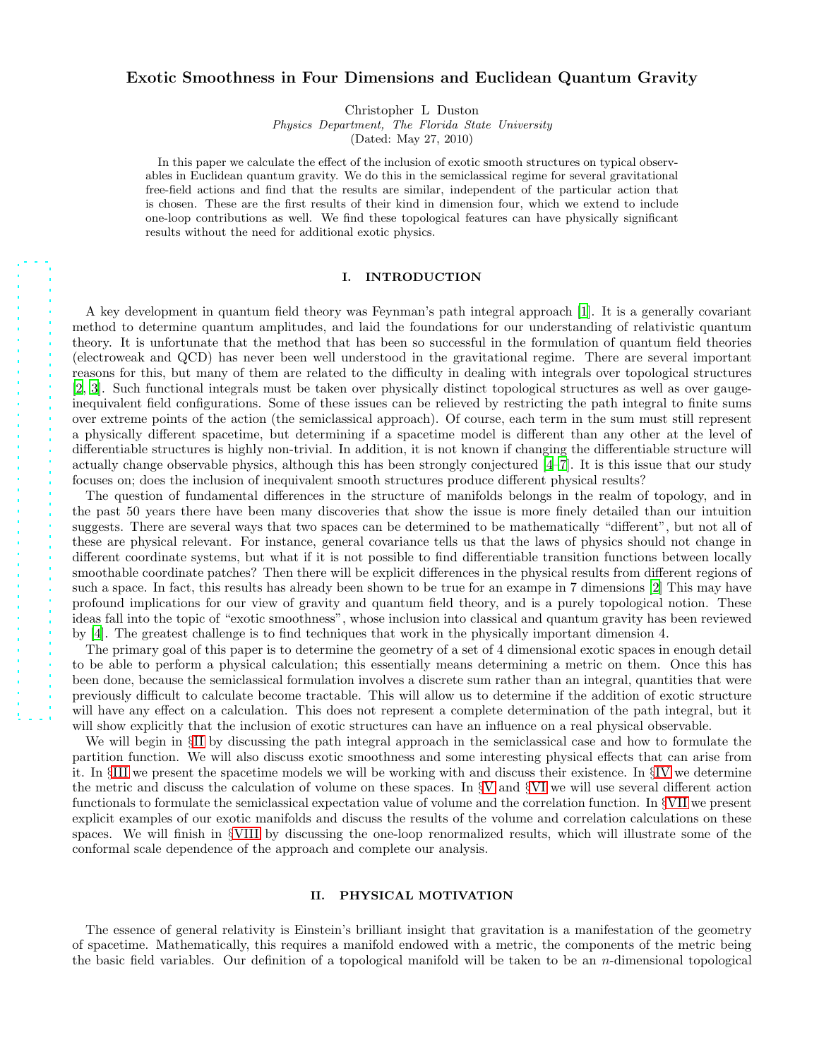# Exotic Smoothness in Four Dimensions and Euclidean Quantum Gravity

Christopher L Duston
*Physics Department, The Florida State University*
(Dated: May 27, 2010)

In this paper we calculate the effect of the inclusion of exotic smooth structures on typical observables in Euclidean quantum gravity. We do this in the semiclassical regime for several gravitational free-field actions and find that the results are similar, independent of the particular action that is chosen. These are the first results of their kind in dimension four, which we extend to include one-loop contributions as well. We find these topological features can have physically significant results without the need for additional exotic physics.

## I. INTRODUCTION

A key development in quantum field theory was Feynman's path integral approach [1]. It is a generally covariant method to determine quantum amplitudes, and laid the foundations for our understanding of relativistic quantum theory. It is unfortunate that the method that has been so successful in the formulation of quantum field theories (electroweak and QCD) has never been well understood in the gravitational regime. There are several important reasons for this, but many of them are related to the difficulty in dealing with integrals over topological structures [2, 3]. Such functional integrals must be taken over physically distinct topological structures as well as over gauge-inequivalent field configurations. Some of these issues can be relieved by restricting the path integral to finite sums over extreme points of the action (the semiclassical approach). Of course, each term in the sum must still represent a physically different spacetime, but determining if a spacetime model is different than any other at the level of differentiable structures is highly non-trivial. In addition, it is not known if changing the differentiable structure will actually change observable physics, although this has been strongly conjectured [4–7]. It is this issue that our study focuses on; does the inclusion of inequivalent smooth structures produce different physical results?

The question of fundamental differences in the structure of manifolds belongs in the realm of topology, and in the past 50 years there have been many discoveries that show the issue is more finely detailed than our intuition suggests. There are several ways that two spaces can be determined to be mathematically "different", but not all of these are physical relevant. For instance, general covariance tells us that the laws of physics should not change in different coordinate systems, but what if it is not possible to find differentiable transition functions between locally smoothable coordinate patches? Then there will be explicit differences in the physical results from different regions of such a space. In fact, this results has already been shown to be true for an exampe in 7 dimensions [2] This may have profound implications for our view of gravity and quantum field theory, and is a purely topological notion. These ideas fall into the topic of "exotic smoothness", whose inclusion into classical and quantum gravity has been reviewed by [4]. The greatest challenge is to find techniques that work in the physically important dimension 4.

The primary goal of this paper is to determine the geometry of a set of 4 dimensional exotic spaces in enough detail to be able to perform a physical calculation; this essentially means determining a metric on them. Once this has been done, because the semiclassical formulation involves a discrete sum rather than an integral, quantities that were previously difficult to calculate become tractable. This will allow us to determine if the addition of exotic structure will have any effect on a calculation. This does not represent a complete determination of the path integral, but it will show explicitly that the inclusion of exotic structures can have an influence on a real physical observable.

We will begin in §II by discussing the path integral approach in the semiclassical case and how to formulate the partition function. We will also discuss exotic smoothness and some interesting physical effects that can arise from it. In §III we present the spacetime models we will be working with and discuss their existence. In §IV we determine the metric and discuss the calculation of volume on these spaces. In §V and §VI we will use several different action functionals to formulate the semiclassical expectation value of volume and the correlation function. In §VII we present explicit examples of our exotic manifolds and discuss the results of the volume and correlation calculations on these spaces. We will finish in §VIII by discussing the one-loop renormalized results, which will illustrate some of the conformal scale dependence of the approach and complete our analysis.

## II. PHYSICAL MOTIVATION

The essence of general relativity is Einstein's brilliant insight that gravitation is a manifestation of the geometry of spacetime. Mathematically, this requires a manifold endowed with a metric, the components of the metric being the basic field variables. Our definition of a topological manifold will be taken to be an $n$-dimensional topological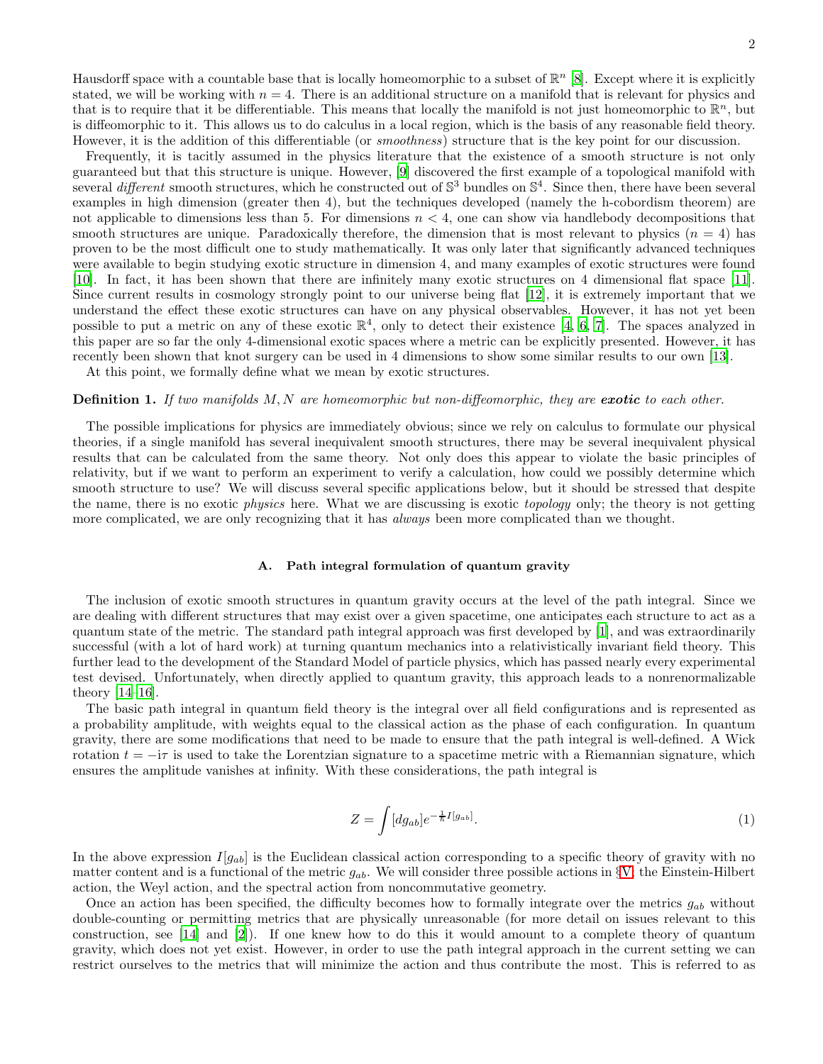Hausdorff space with a countable base that is locally homeomorphic to a subset of $\mathbb{R}^n$ [8]. Except where it is explicitly stated, we will be working with $n = 4$. There is an additional structure on a manifold that is relevant for physics and that is to require that it be differentiable. This means that locally the manifold is not just homeomorphic to $\mathbb{R}^n$, but is diffeomorphic to it. This allows us to do calculus in a local region, which is the basis of any reasonable field theory. However, it is the addition of this differentiable (or *smoothness*) structure that is the key point for our discussion.

Frequently, it is tacitly assumed in the physics literature that the existence of a smooth structure is not only guaranteed but that this structure is unique. However, [9] discovered the first example of a topological manifold with several *different* smooth structures, which he constructed out of $\mathbb{S}^3$ bundles on $\mathbb{S}^4$. Since then, there have been several examples in high dimension (greater then 4), but the techniques developed (namely the h-cobordism theorem) are not applicable to dimensions less than 5. For dimensions $n < 4$, one can show via handlebody decompositions that smooth structures are unique. Paradoxically therefore, the dimension that is most relevant to physics ($n = 4$) has proven to be the most difficult one to study mathematically. It was only later that significantly advanced techniques were available to begin studying exotic structure in dimension 4, and many examples of exotic structures were found [10]. In fact, it has been shown that there are infinitely many exotic structures on 4 dimensional flat space [11]. Since current results in cosmology strongly point to our universe being flat [12], it is extremely important that we understand the effect these exotic structures can have on any physical observables. However, it has not yet been possible to put a metric on any of these exotic $\mathbb{R}^4$, only to detect their existence [4, 6, 7]. The spaces analyzed in this paper are so far the only 4-dimensional exotic spaces where a metric can be explicitly presented. However, it has recently been shown that knot surgery can be used in 4 dimensions to show some similar results to our own [13].

At this point, we formally define what we mean by exotic structures.

**Definition 1.** *If two manifolds $M, N$ are homeomorphic but non-diffeomorphic, they are* ***exotic*** *to each other.*

The possible implications for physics are immediately obvious; since we rely on calculus to formulate our physical theories, if a single manifold has several inequivalent smooth structures, there may be several inequivalent physical results that can be calculated from the same theory. Not only does this appear to violate the basic principles of relativity, but if we want to perform an experiment to verify a calculation, how could we possibly determine which smooth structure to use? We will discuss several specific applications below, but it should be stressed that despite the name, there is no exotic *physics* here. What we are discussing is exotic *topology* only; the theory is not getting more complicated, we are only recognizing that it has *always* been more complicated than we thought.

### A. Path integral formulation of quantum gravity

The inclusion of exotic smooth structures in quantum gravity occurs at the level of the path integral. Since we are dealing with different structures that may exist over a given spacetime, one anticipates each structure to act as a quantum state of the metric. The standard path integral approach was first developed by [1], and was extraordinarily successful (with a lot of hard work) at turning quantum mechanics into a relativistically invariant field theory. This further lead to the development of the Standard Model of particle physics, which has passed nearly every experimental test devised. Unfortunately, when directly applied to quantum gravity, this approach leads to a nonrenormalizable theory [14–16].

The basic path integral in quantum field theory is the integral over all field configurations and is represented as a probability amplitude, with weights equal to the classical action as the phase of each configuration. In quantum gravity, there are some modifications that need to be made to ensure that the path integral is well-defined. A Wick rotation $t = -i\tau$ is used to take the Lorentzian signature to a spacetime metric with a Riemannian signature, which ensures the amplitude vanishes at infinity. With these considerations, the path integral is

$$Z = \int [dg_{ab}] e^{-\frac{1}{\hbar} I[g_{ab}]}. \tag{1}$$

In the above expression $I[g_{ab}]$ is the Euclidean classical action corresponding to a specific theory of gravity with no matter content and is a functional of the metric $g_{ab}$. We will consider three possible actions in §V: the Einstein-Hilbert action, the Weyl action, and the spectral action from noncommutative geometry.

Once an action has been specified, the difficulty becomes how to formally integrate over the metrics $g_{ab}$ without double-counting or permitting metrics that are physically unreasonable (for more detail on issues relevant to this construction, see [14] and [2]). If one knew how to do this it would amount to a complete theory of quantum gravity, which does not yet exist. However, in order to use the path integral approach in the current setting we can restrict ourselves to the metrics that will minimize the action and thus contribute the most. This is referred to as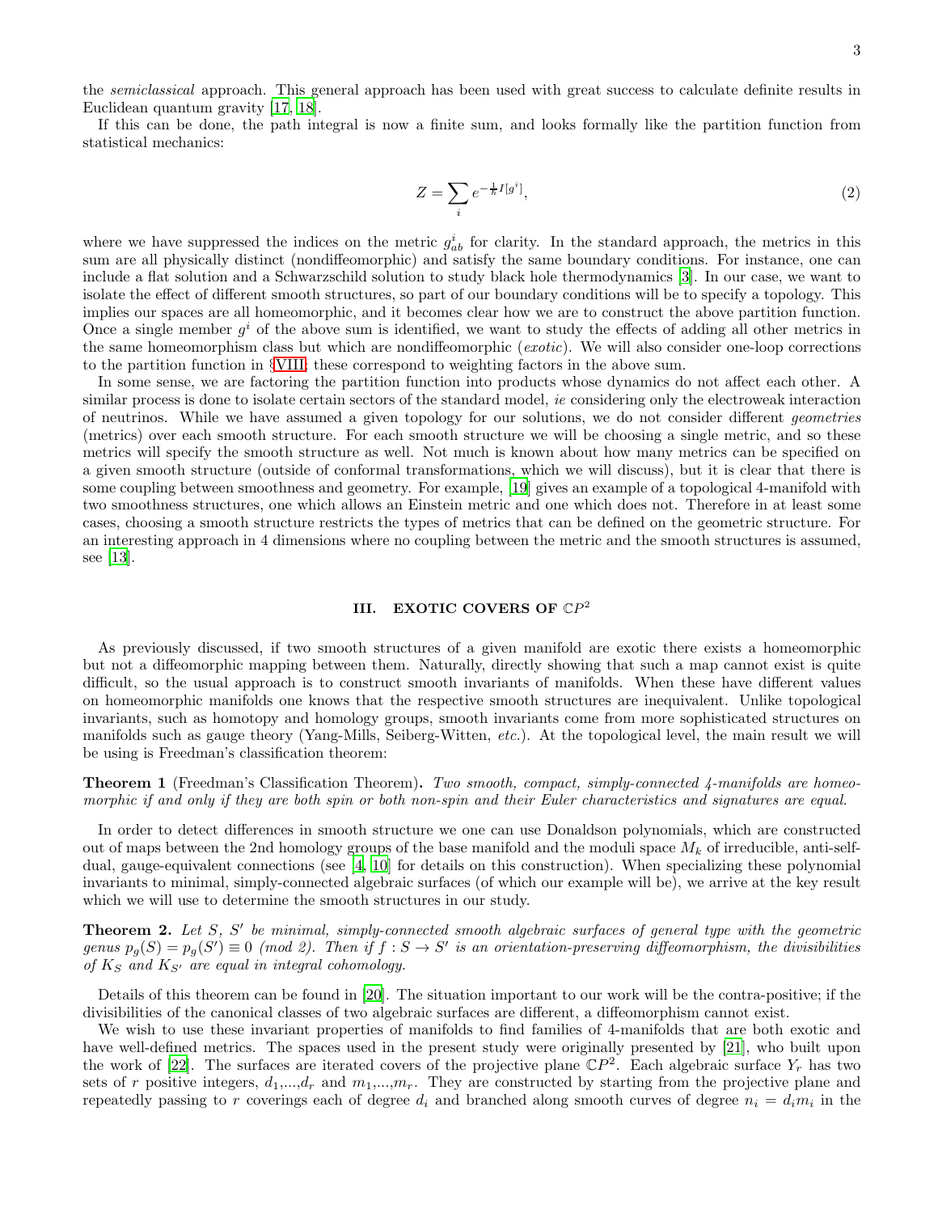the *semiclassical* approach. This general approach has been used with great success to calculate definite results in Euclidean quantum gravity [17, 18].

If this can be done, the path integral is now a finite sum, and looks formally like the partition function from statistical mechanics:

$$Z = \sum_i e^{-\frac{1}{\hbar} I[g^i]}, \tag{2}$$

where we have suppressed the indices on the metric $g^i_{ab}$ for clarity. In the standard approach, the metrics in this sum are all physically distinct (nondiffeomorphic) and satisfy the same boundary conditions. For instance, one can include a flat solution and a Schwarzschild solution to study black hole thermodynamics [3]. In our case, we want to isolate the effect of different smooth structures, so part of our boundary conditions will be to specify a topology. This implies our spaces are all homeomorphic, and it becomes clear how we are to construct the above partition function. Once a single member $g^i$ of the above sum is identified, we want to study the effects of adding all other metrics in the same homeomorphism class but which are nondiffeomorphic (*exotic*). We will also consider one-loop corrections to the partition function in §VIII; these correspond to weighting factors in the above sum.

In some sense, we are factoring the partition function into products whose dynamics do not affect each other. A similar process is done to isolate certain sectors of the standard model, *ie* considering only the electroweak interaction of neutrinos. While we have assumed a given topology for our solutions, we do not consider different *geometries* (metrics) over each smooth structure. For each smooth structure we will be choosing a single metric, and so these metrics will specify the smooth structure as well. Not much is known about how many metrics can be specified on a given smooth structure (outside of conformal transformations, which we will discuss), but it is clear that there is some coupling between smoothness and geometry. For example, [19] gives an example of a topological 4-manifold with two smoothness structures, one which allows an Einstein metric and one which does not. Therefore in at least some cases, choosing a smooth structure restricts the types of metrics that can be defined on the geometric structure. For an interesting approach in 4 dimensions where no coupling between the metric and the smooth structures is assumed, see [13].

## III. EXOTIC COVERS OF $\mathbb{C}P^2$

As previously discussed, if two smooth structures of a given manifold are exotic there exists a homeomorphic but not a diffeomorphic mapping between them. Naturally, directly showing that such a map cannot exist is quite difficult, so the usual approach is to construct smooth invariants of manifolds. When these have different values on homeomorphic manifolds one knows that the respective smooth structures are inequivalent. Unlike topological invariants, such as homotopy and homology groups, smooth invariants come from more sophisticated structures on manifolds such as gauge theory (Yang-Mills, Seiberg-Witten, *etc.*). At the topological level, the main result we will be using is Freedman's classification theorem:

**Theorem 1** (Freedman's Classification Theorem)**.** *Two smooth, compact, simply-connected 4-manifolds are homeomorphic if and only if they are both spin or both non-spin and their Euler characteristics and signatures are equal.*

In order to detect differences in smooth structure we one can use Donaldson polynomials, which are constructed out of maps between the 2nd homology groups of the base manifold and the moduli space $M_k$ of irreducible, anti-self-dual, gauge-equivalent connections (see [4, 10] for details on this construction). When specializing these polynomial invariants to minimal, simply-connected algebraic surfaces (of which our example will be), we arrive at the key result which we will use to determine the smooth structures in our study.

**Theorem 2.** *Let $S$, $S'$ be minimal, simply-connected smooth algebraic surfaces of general type with the geometric genus $p_g(S) = p_g(S') \equiv 0$ (mod 2). Then if $f : S \to S'$ is an orientation-preserving diffeomorphism, the divisibilities of $K_S$ and $K_{S'}$ are equal in integral cohomology.*

Details of this theorem can be found in [20]. The situation important to our work will be the contra-positive; if the divisibilities of the canonical classes of two algebraic surfaces are different, a diffeomorphism cannot exist.

We wish to use these invariant properties of manifolds to find families of 4-manifolds that are both exotic and have well-defined metrics. The spaces used in the present study were originally presented by [21], who built upon the work of [22]. The surfaces are iterated covers of the projective plane $\mathbb{C}P^2$. Each algebraic surface $Y_r$ has two sets of $r$ positive integers, $d_1$,...,$d_r$ and $m_1$,...,$m_r$. They are constructed by starting from the projective plane and repeatedly passing to $r$ coverings each of degree $d_i$ and branched along smooth curves of degree $n_i = d_i m_i$ in the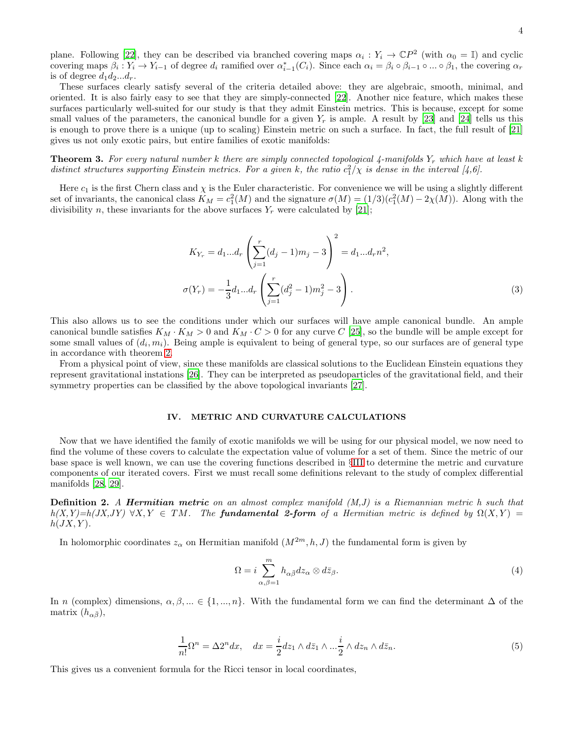plane. Following [22], they can be described via branched covering maps $\alpha_i : Y_i \to \mathbb{C}P^2$ (with $\alpha_0 = \mathbb{I}$) and cyclic covering maps $\beta_i : Y_i \to Y_{i-1}$ of degree $d_i$ ramified over $\alpha^*_{i-1}(C_i)$. Since each $\alpha_i = \beta_i \circ \beta_{i-1} \circ ... \circ \beta_1$, the covering $\alpha_r$ is of degree $d_1 d_2 ... d_r$.

These surfaces clearly satisfy several of the criteria detailed above: they are algebraic, smooth, minimal, and oriented. It is also fairly easy to see that they are simply-connected [22]. Another nice feature, which makes these surfaces particularly well-suited for our study is that they admit Einstein metrics. This is because, except for some small values of the parameters, the canonical bundle for a given $Y_r$ is ample. A result by [23] and [24] tells us this is enough to prove there is a unique (up to scaling) Einstein metric on such a surface. In fact, the full result of [21] gives us not only exotic pairs, but entire families of exotic manifolds:

**Theorem 3.** *For every natural number k there are simply connected topological 4-manifolds $Y_r$ which have at least k distinct structures supporting Einstein metrics. For a given k, the ratio $c_1^2/\chi$ is dense in the interval [4,6].*

Here $c_1$ is the first Chern class and $\chi$ is the Euler characteristic. For convenience we will be using a slightly different set of invariants, the canonical class $K_M = c_1^2(M)$ and the signature $\sigma(M) = (1/3)(c_1^2(M) - 2\chi(M))$. Along with the divisibility $n$, these invariants for the above surfaces $Y_r$ were calculated by [21];

$$
K_{Y_r} = d_1 ... d_r \left( \sum_{j=1}^{r} (d_j - 1) m_j - 3 \right)^2 = d_1 ... d_r n^2,
$$
$$
\sigma(Y_r) = -\frac{1}{3} d_1 ... d_r \left( \sum_{j=1}^{r} (d_j^2 - 1) m_j^2 - 3 \right). \tag{3}
$$

This also allows us to see the conditions under which our surfaces will have ample canonical bundle. An ample canonical bundle satisfies $K_M \cdot K_M > 0$ and $K_M \cdot C > 0$ for any curve $C$ [25], so the bundle will be ample except for some small values of $(d_i, m_i)$. Being ample is equivalent to being of general type, so our surfaces are of general type in accordance with theorem 2.

From a physical point of view, since these manifolds are classical solutions to the Euclidean Einstein equations they represent gravitational instations [26]. They can be interpreted as pseudoparticles of the gravitational field, and their symmetry properties can be classified by the above topological invariants [27].

## IV. METRIC AND CURVATURE CALCULATIONS

Now that we have identified the family of exotic manifolds we will be using for our physical model, we now need to find the volume of these covers to calculate the expectation value of volume for a set of them. Since the metric of our base space is well known, we can use the covering functions described in §III to determine the metric and curvature components of our iterated covers. First we must recall some definitions relevant to the study of complex differential manifolds [28, 29].

**Definition 2.** *A **Hermitian metric** on an almost complex manifold (M,J) is a Riemannian metric h such that h(X,Y)=h(JX,JY) $\forall X, Y \in TM$. The **fundamental 2-form** of a Hermitian metric is defined by $\Omega(X,Y) = h(JX,Y)$.*

In holomorphic coordinates $z_\alpha$ on Hermitian manifold $(M^{2m}, h, J)$ the fundamental form is given by

$$
\Omega = i \sum_{\alpha,\beta=1}^{m} h_{\alpha\bar{\beta}} dz_\alpha \otimes d\bar{z}_\beta. \tag{4}
$$

In $n$ (complex) dimensions, $\alpha, \beta, ... \in \{1, ..., n\}$. With the fundamental form we can find the determinant $\Delta$ of the matrix $(h_{\alpha\bar{\beta}})$,

$$
\frac{1}{n!}\Omega^n = \Delta 2^n dx, \quad dx = \frac{i}{2} dz_1 \wedge d\bar{z}_1 \wedge ... \frac{i}{2} \wedge dz_n \wedge d\bar{z}_n. \tag{5}
$$

This gives us a convenient formula for the Ricci tensor in local coordinates,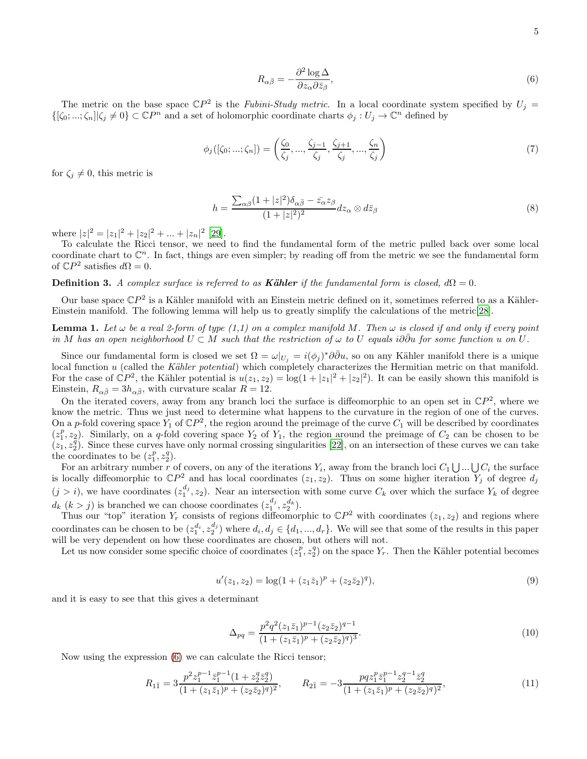$$R_{\alpha\bar{\beta}} = -\frac{\partial^2 \log \Delta}{\partial z_\alpha \partial \bar{z}_\beta}, \tag{6}$$

The metric on the base space $\mathbb{C}P^2$ is the *Fubini-Study metric*. In a local coordinate system specified by $U_j = \{[\zeta_0; ...; \zeta_n] | \zeta_j \neq 0\} \subset \mathbb{C}P^n$ and a set of holomorphic coordinate charts $\phi_j : U_j \to \mathbb{C}^n$ defined by

$$\phi_j([\zeta_0; ...; \zeta_n]) = \left(\frac{\zeta_0}{\zeta_j}, ..., \frac{\zeta_{j-1}}{\zeta_j}, \frac{\zeta_{j+1}}{\zeta_j}, ..., \frac{\zeta_n}{\zeta_j}\right) \tag{7}$$

for $\zeta_j \neq 0$, this metric is

$$h = \frac{\sum_{\alpha\beta}(1+|z|^2)\delta_{\alpha\bar{\beta}} - \bar{z_\alpha} z_\beta}{(1+|z|^2)^2} dz_\alpha \otimes d\bar{z}_\beta \tag{8}$$

where $|z|^2 = |z_1|^2 + |z_2|^2 + ... + |z_n|^2$ [29].

To calculate the Ricci tensor, we need to find the fundamental form of the metric pulled back over some local coordinate chart to $\mathbb{C}^n$. In fact, things are even simpler; by reading off from the metric we see the fundamental form of $\mathbb{C}P^2$ satisfies $d\Omega = 0$.

**Definition 3.** *A complex surface is referred to as* ***Kähler*** *if the fundamental form is closed, $d\Omega = 0$.*

Our base space $\mathbb{C}P^2$ is a Kähler manifold with an Einstein metric defined on it, sometimes referred to as a Kähler-Einstein manifold. The following lemma will help us to greatly simplify the calculations of the metric[28].

**Lemma 1.** *Let $\omega$ be a real 2-form of type (1,1) on a complex manifold $M$. Then $\omega$ is closed if and only if every point in $M$ has an open neighborhood $U \subset M$ such that the restriction of $\omega$ to $U$ equals $i\partial\bar{\partial}u$ for some function $u$ on $U$.*

Since our fundamental form is closed we set $\Omega = \omega|_{U_j} = i(\phi_j)^* \partial\bar{\partial}u$, so on any Kähler manifold there is a unique local function $u$ (called the *Kähler potential*) which completely characterizes the Hermitian metric on that manifold. For the case of $\mathbb{C}P^2$, the Kähler potential is $u(z_1, z_2) = \log(1 + |z_1|^2 + |z_2|^2)$. It can be easily shown this manifold is Einstein, $R_{\alpha\bar{\beta}} = 3h_{\alpha\bar{\beta}}$, with curvature scalar $R = 12$.

On the iterated covers, away from any branch loci the surface is diffeomorphic to an open set in $\mathbb{C}P^2$, where we know the metric. Thus we just need to determine what happens to the curvature in the region of one of the curves. On a $p$-fold covering space $Y_1$ of $\mathbb{C}P^2$, the region around the preimage of the curve $C_1$ will be described by coordinates $(z_1^p, z_2)$. Similarly, on a $q$-fold covering space $Y_2$ of $Y_1$, the region around the preimage of $C_2$ can be chosen to be $(z_1, z_2^q)$. Since these curves have only normal crossing singularities [22], on an intersection of these curves we can take the coordinates to be $(z_1^p, z_2^q)$.

For an arbitrary number $r$ of covers, on any of the iterations $Y_i$, away from the branch loci $C_1 \bigcup ... \bigcup C_i$ the surface is locally diffeomorphic to $\mathbb{C}P^2$ and has local coordinates $(z_1, z_2)$. Thus on some higher iteration $Y_j$ of degree $d_j$ $(j > i)$, we have coordinates $(z_1^{d_j}, z_2)$. Near an intersection with some curve $C_k$ over which the surface $Y_k$ of degree $d_k$ $(k > j)$ is branched we can choose coordinates $(z_1^{d_j}, z_2^{d_k})$.

Thus our "top" iteration $Y_r$ consists of regions diffeomorphic to $\mathbb{C}P^2$ with coordinates $(z_1, z_2)$ and regions where coordinates can be chosen to be $(z_1^{d_i}, z_2^{d_j})$ where $d_i, d_j \in \{d_1, ..., d_r\}$. We will see that some of the results in this paper will be very dependent on how these coordinates are chosen, but others will not.

Let us now consider some specific choice of coordinates $(z_1^p, z_2^q)$ on the space $Y_r$. Then the Kähler potential becomes

$$u'(z_1, z_2) = \log(1 + (z_1\bar{z}_1)^p + (z_2\bar{z}_2)^q), \tag{9}$$

and it is easy to see that this gives a determinant

$$\Delta_{pq} = \frac{p^2q^2(z_1\bar{z}_1)^{p-1}(z_2\bar{z}_2)^{q-1}}{(1 + (z_1\bar{z}_1)^p + (z_2\bar{z}_2)^q)^3}. \tag{10}$$

Now using the expression (6) we can calculate the Ricci tensor;

$$R_{1\bar{1}} = 3\frac{p^2 z_1^{p-1}\bar{z}_1^{p-1}(1 + z_2^q\bar{z}_2^q)}{(1 + (z_1\bar{z}_1)^p + (z_2\bar{z}_2)^q)^2}, \qquad R_{2\bar{1}} = -3\frac{pq z_1^p \bar{z}_1^{p-1} z_2^{q-1}\bar{z}_2^q}{(1 + (z_1\bar{z}_1)^p + (z_2\bar{z}_2)^q)^2}, \tag{11}$$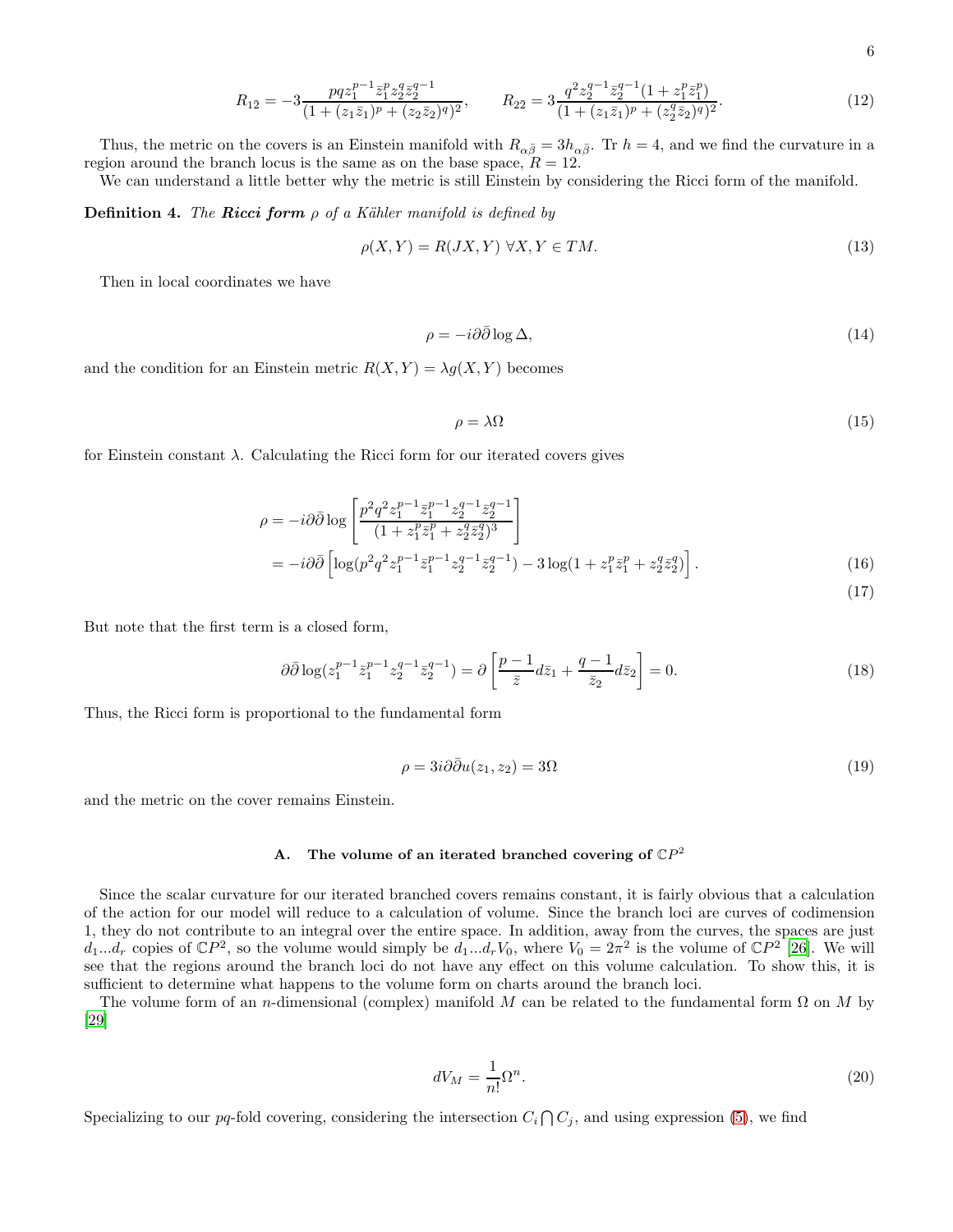$$R_{1\bar{2}} = -3\frac{pqz_1^{p-1}\bar{z}_1^p z_2^q \bar{z}_2^{q-1}}{(1+(z_1\bar{z}_1)^p+(z_2\bar{z}_2)^q)^2}, \qquad R_{2\bar{2}} = 3\frac{q^2 z_2^{q-1}\bar{z}_2^{q-1}(1+z_1^p\bar{z}_1^p)}{(1+(z_1\bar{z}_1)^p+(z_2^q\bar{z}_2)^q)^2}. \tag{12}$$

Thus, the metric on the covers is an Einstein manifold with $R_{\alpha\bar{\beta}} = 3h_{\alpha\bar{\beta}}$. Tr $h = 4$, and we find the curvature in a region around the branch locus is the same as on the base space, $R = 12$.

We can understand a little better why the metric is still Einstein by considering the Ricci form of the manifold.

**Definition 4.** *The* ***Ricci form*** $\rho$ *of a Kähler manifold is defined by*

$$\rho(X,Y) = R(JX,Y)\ \forall X,Y \in TM. \tag{13}$$

Then in local coordinates we have

$$\rho = -i\partial\bar{\partial}\log\Delta, \tag{14}$$

and the condition for an Einstein metric $R(X,Y) = \lambda g(X,Y)$ becomes

$$\rho = \lambda\Omega \tag{15}$$

for Einstein constant $\lambda$. Calculating the Ricci form for our iterated covers gives

$$\begin{aligned}\rho &= -i\partial\bar{\partial}\log\left[\frac{p^2q^2z_1^{p-1}\bar{z}_1^{p-1}z_2^{q-1}\bar{z}_2^{q-1}}{(1+z_1^p\bar{z}_1^p+z_2^q\bar{z}_2^q)^3}\right] \\ &= -i\partial\bar{\partial}\left[\log(p^2q^2z_1^{p-1}\bar{z}_1^{p-1}z_2^{q-1}\bar{z}_2^{q-1}) - 3\log(1+z_1^p\bar{z}_1^p+z_2^q\bar{z}_2^q)\right].\end{aligned} \tag{16, 17}$$

But note that the first term is a closed form,

$$\partial\bar{\partial}\log(z_1^{p-1}\bar{z}_1^{p-1}z_2^{q-1}\bar{z}_2^{q-1}) = \partial\left[\frac{p-1}{\bar{z}}d\bar{z}_1 + \frac{q-1}{\bar{z}_2}d\bar{z}_2\right] = 0. \tag{18}$$

Thus, the Ricci form is proportional to the fundamental form

$$\rho = 3i\partial\bar{\partial}u(z_1,z_2) = 3\Omega \tag{19}$$

and the metric on the cover remains Einstein.

### A. The volume of an iterated branched covering of $\mathbb{C}P^2$

Since the scalar curvature for our iterated branched covers remains constant, it is fairly obvious that a calculation of the action for our model will reduce to a calculation of volume. Since the branch loci are curves of codimension 1, they do not contribute to an integral over the entire space. In addition, away from the curves, the spaces are just $d_1...d_r$ copies of $\mathbb{C}P^2$, so the volume would simply be $d_1...d_rV_0$, where $V_0 = 2\pi^2$ is the volume of $\mathbb{C}P^2$ [26]. We will see that the regions around the branch loci do not have any effect on this volume calculation. To show this, it is sufficient to determine what happens to the volume form on charts around the branch loci.

The volume form of an $n$-dimensional (complex) manifold $M$ can be related to the fundamental form $\Omega$ on $M$ by [29]

$$dV_M = \frac{1}{n!}\Omega^n. \tag{20}$$

Specializing to our $pq$-fold covering, considering the intersection $C_i \bigcap C_j$, and using expression (5), we find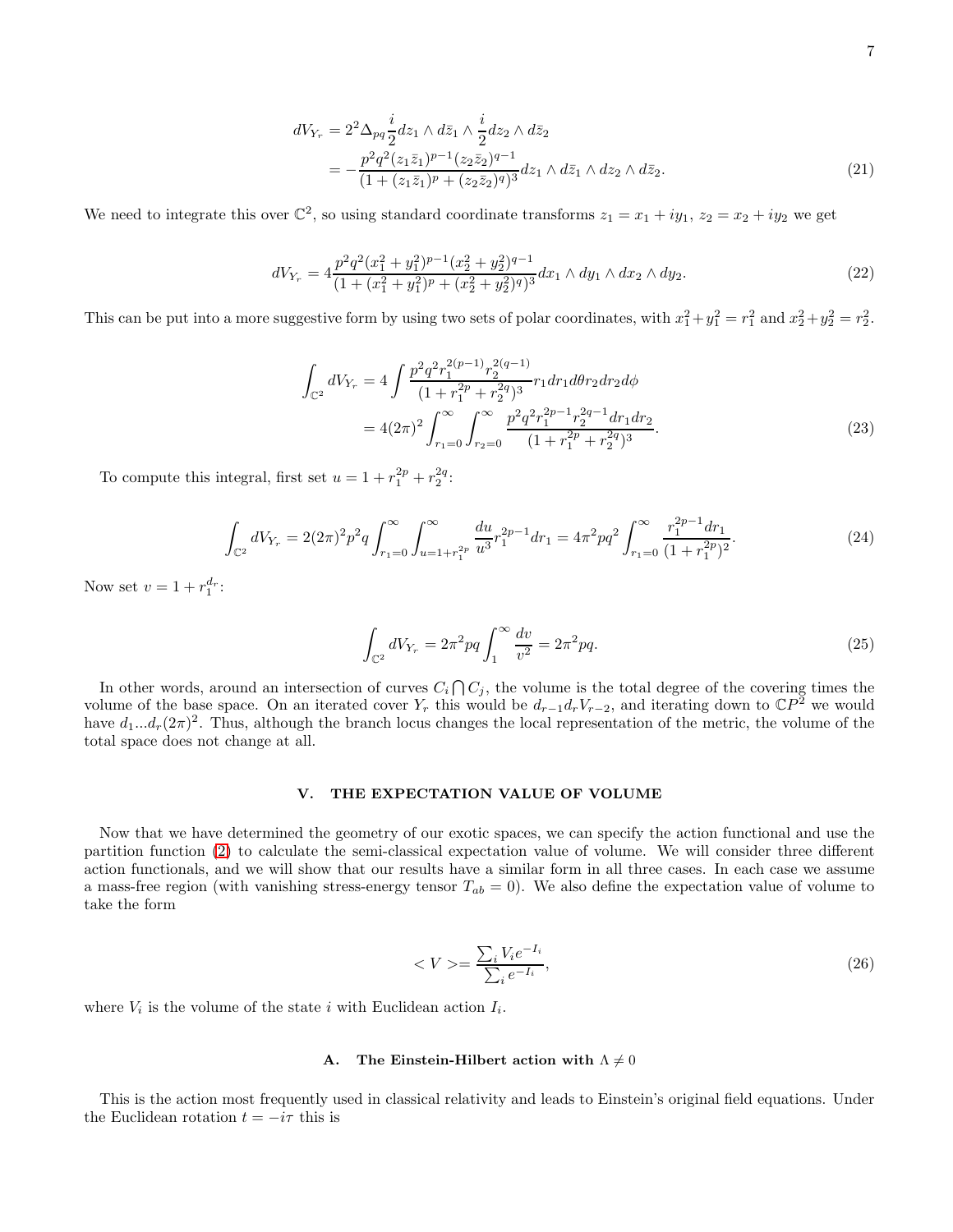$$
\begin{aligned}
dV_{Y_r} &= 2^2 \Delta_{pq} \frac{i}{2} dz_1 \wedge d\bar{z}_1 \wedge \frac{i}{2} dz_2 \wedge d\bar{z}_2 \\
&= -\frac{p^2 q^2 (z_1 \bar{z}_1)^{p-1} (z_2 \bar{z}_2)^{q-1}}{(1 + (z_1 \bar{z}_1)^p + (z_2 \bar{z}_2)^q)^3} dz_1 \wedge d\bar{z}_1 \wedge dz_2 \wedge d\bar{z}_2.
\end{aligned} \tag{21}
$$

We need to integrate this over $\mathbb{C}^2$, so using standard coordinate transforms $z_1 = x_1 + iy_1$, $z_2 = x_2 + iy_2$ we get

$$
dV_{Y_r} = 4 \frac{p^2 q^2 (x_1^2 + y_1^2)^{p-1} (x_2^2 + y_2^2)^{q-1}}{(1 + (x_1^2 + y_1^2)^p + (x_2^2 + y_2^2)^q)^3} dx_1 \wedge dy_1 \wedge dx_2 \wedge dy_2. \tag{22}
$$

This can be put into a more suggestive form by using two sets of polar coordinates, with $x_1^2 + y_1^2 = r_1^2$ and $x_2^2 + y_2^2 = r_2^2$.

$$
\begin{aligned}
\int_{\mathbb{C}^2} dV_{Y_r} &= 4 \int \frac{p^2 q^2 r_1^{2(p-1)} r_2^{2(q-1)}}{(1 + r_1^{2p} + r_2^{2q})^3} r_1 dr_1 d\theta r_2 dr_2 d\phi \\
&= 4(2\pi)^2 \int_{r_1=0}^{\infty} \int_{r_2=0}^{\infty} \frac{p^2 q^2 r_1^{2p-1} r_2^{2q-1} dr_1 dr_2}{(1 + r_1^{2p} + r_2^{2q})^3}.
\end{aligned} \tag{23}
$$

To compute this integral, first set $u = 1 + r_1^{2p} + r_2^{2q}$:

$$
\int_{\mathbb{C}^2} dV_{Y_r} = 2(2\pi)^2 p^2 q \int_{r_1=0}^{\infty} \int_{u=1+r_1^{2p}}^{\infty} \frac{du}{u^3} r_1^{2p-1} dr_1 = 4\pi^2 p q^2 \int_{r_1=0}^{\infty} \frac{r_1^{2p-1} dr_1}{(1 + r_1^{2p})^2}. \tag{24}
$$

Now set $v = 1 + r_1^{d_r}$:

$$
\int_{\mathbb{C}^2} dV_{Y_r} = 2\pi^2 pq \int_1^{\infty} \frac{dv}{v^2} = 2\pi^2 pq. \tag{25}
$$

In other words, around an intersection of curves $C_i \bigcap C_j$, the volume is the total degree of the covering times the volume of the base space. On an iterated cover $Y_r$ this would be $d_{r-1} d_r V_{r-2}$, and iterating down to $\mathbb{C}P^2$ we would have $d_1 \ldots d_r (2\pi)^2$. Thus, although the branch locus changes the local representation of the metric, the volume of the total space does not change at all.

## V. THE EXPECTATION VALUE OF VOLUME

Now that we have determined the geometry of our exotic spaces, we can specify the action functional and use the partition function (2) to calculate the semi-classical expectation value of volume. We will consider three different action functionals, and we will show that our results have a similar form in all three cases. In each case we assume a mass-free region (with vanishing stress-energy tensor $T_{ab} = 0$). We also define the expectation value of volume to take the form

$$
< V > = \frac{\sum_i V_i e^{-I_i}}{\sum_i e^{-I_i}}, \tag{26}
$$

where $V_i$ is the volume of the state $i$ with Euclidean action $I_i$.

### A. The Einstein-Hilbert action with $\Lambda \neq 0$

This is the action most frequently used in classical relativity and leads to Einstein's original field equations. Under the Euclidean rotation $t = -i\tau$ this is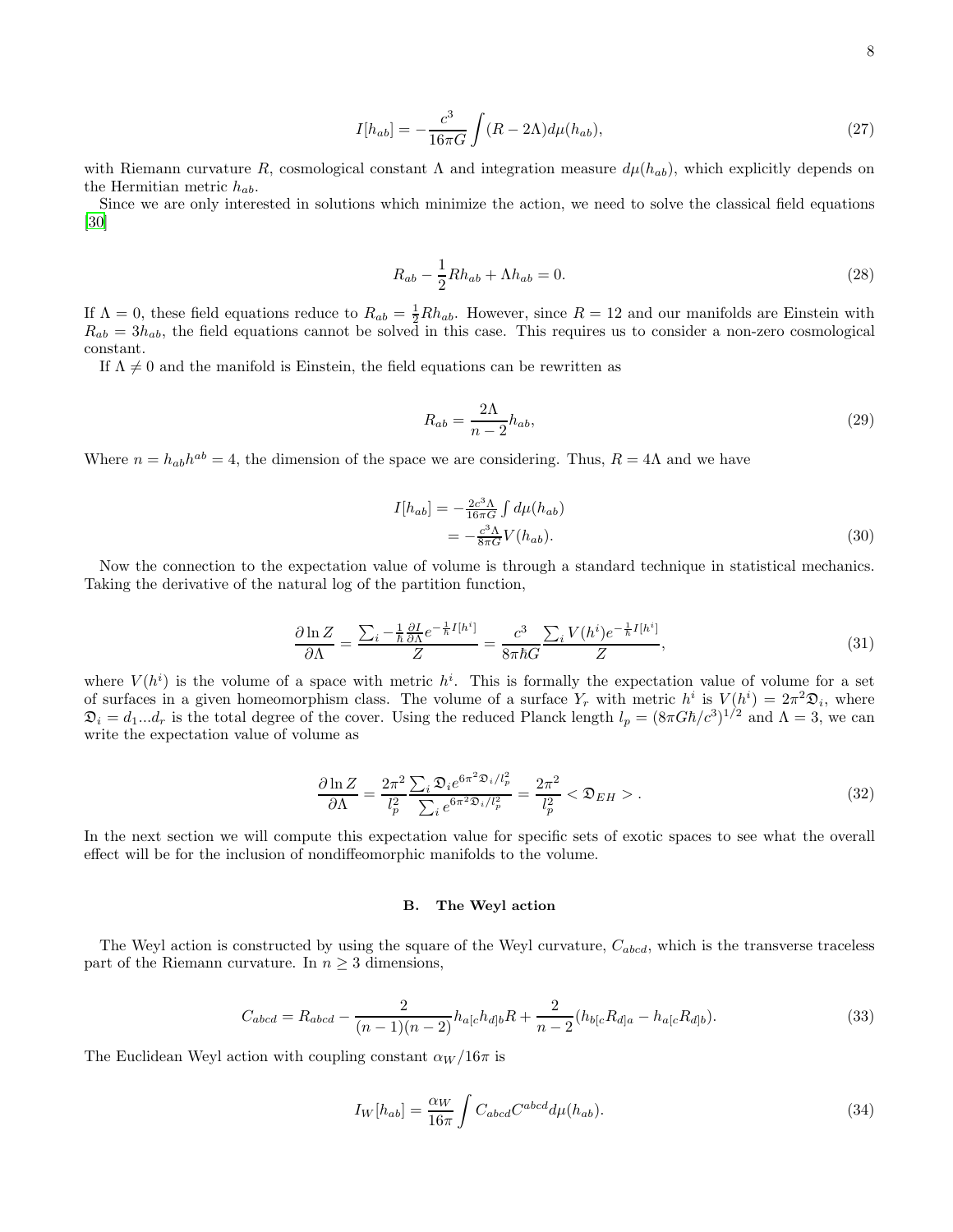$$I[h_{ab}] = -\frac{c^3}{16\pi G}\int (R - 2\Lambda) d\mu(h_{ab}), \tag{27}$$

with Riemann curvature $R$, cosmological constant $\Lambda$ and integration measure $d\mu(h_{ab})$, which explicitly depends on the Hermitian metric $h_{ab}$.

Since we are only interested in solutions which minimize the action, we need to solve the classical field equations [30]

$$R_{ab} - \frac{1}{2}R h_{ab} + \Lambda h_{ab} = 0. \tag{28}$$

If $\Lambda = 0$, these field equations reduce to $R_{ab} = \frac{1}{2}R h_{ab}$. However, since $R = 12$ and our manifolds are Einstein with $R_{ab} = 3h_{ab}$, the field equations cannot be solved in this case. This requires us to consider a non-zero cosmological constant.

If $\Lambda \neq 0$ and the manifold is Einstein, the field equations can be rewritten as

$$R_{ab} = \frac{2\Lambda}{n-2} h_{ab}, \tag{29}$$

Where $n = h_{ab}h^{ab} = 4$, the dimension of the space we are considering. Thus, $R = 4\Lambda$ and we have

$$\begin{aligned} I[h_{ab}] &= -\tfrac{2c^3\Lambda}{16\pi G}\int d\mu(h_{ab}) \\ &= -\tfrac{c^3\Lambda}{8\pi G} V(h_{ab}). \end{aligned} \tag{30}$$

Now the connection to the expectation value of volume is through a standard technique in statistical mechanics. Taking the derivative of the natural log of the partition function,

$$\frac{\partial \ln Z}{\partial \Lambda} = \frac{\sum_i -\frac{1}{\hbar}\frac{\partial I}{\partial \Lambda} e^{-\frac{1}{\hbar}I[h^i]}}{Z} = \frac{c^3}{8\pi\hbar G}\frac{\sum_i V(h^i) e^{-\frac{1}{\hbar}I[h^i]}}{Z}, \tag{31}$$

where $V(h^i)$ is the volume of a space with metric $h^i$. This is formally the expectation value of volume for a set of surfaces in a given homeomorphism class. The volume of a surface $Y_r$ with metric $h^i$ is $V(h^i) = 2\pi^2\mathfrak{D}_i$, where $\mathfrak{D}_i = d_1...d_r$ is the total degree of the cover. Using the reduced Planck length $l_p = (8\pi G\hbar/c^3)^{1/2}$ and $\Lambda = 3$, we can write the expectation value of volume as

$$\frac{\partial \ln Z}{\partial \Lambda} = \frac{2\pi^2}{l_p^2}\frac{\sum_i \mathfrak{D}_i e^{6\pi^2\mathfrak{D}_i/l_p^2}}{\sum_i e^{6\pi^2\mathfrak{D}_i/l_p^2}} = \frac{2\pi^2}{l_p^2} < \mathfrak{D}_{EH} > . \tag{32}$$

In the next section we will compute this expectation value for specific sets of exotic spaces to see what the overall effect will be for the inclusion of nondiffeomorphic manifolds to the volume.

### B. The Weyl action

The Weyl action is constructed by using the square of the Weyl curvature, $C_{abcd}$, which is the transverse traceless part of the Riemann curvature. In $n \geq 3$ dimensions,

$$C_{abcd} = R_{abcd} - \frac{2}{(n-1)(n-2)} h_{a[c}h_{d]b}R + \frac{2}{n-2}(h_{b[c}R_{d]a} - h_{a[c}R_{d]b}). \tag{33}$$

The Euclidean Weyl action with coupling constant $\alpha_W/16\pi$ is

$$I_W[h_{ab}] = \frac{\alpha_W}{16\pi}\int C_{abcd}C^{abcd} d\mu(h_{ab}). \tag{34}$$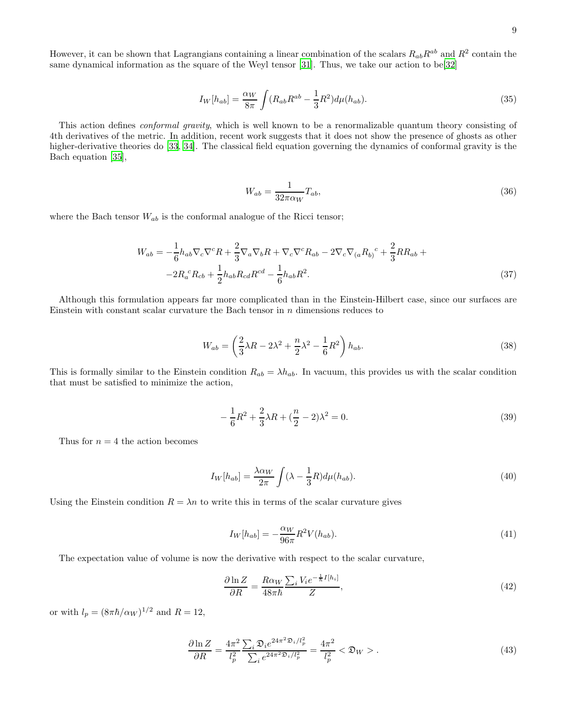However, it can be shown that Lagrangians containing a linear combination of the scalars $R_{ab}R^{ab}$ and $R^2$ contain the same dynamical information as the square of the Weyl tensor [31]. Thus, we take our action to be[32]

$$I_W[h_{ab}] = \frac{\alpha_W}{8\pi}\int (R_{ab}R^{ab} - \frac{1}{3}R^2) d\mu(h_{ab}). \tag{35}$$

This action defines *conformal gravity*, which is well known to be a renormalizable quantum theory consisting of 4th derivatives of the metric. In addition, recent work suggests that it does not show the presence of ghosts as other higher-derivative theories do [33, 34]. The classical field equation governing the dynamics of conformal gravity is the Bach equation [35],

$$W_{ab} = \frac{1}{32\pi\alpha_W}T_{ab}, \tag{36}$$

where the Bach tensor $W_{ab}$ is the conformal analogue of the Ricci tensor;

$$\begin{aligned} W_{ab} = &-\frac{1}{6}h_{ab}\nabla_c\nabla^c R + \frac{2}{3}\nabla_a\nabla_b R + \nabla_c\nabla^c R_{ab} - 2\nabla_c\nabla_{(a}{R_{b)}}^c + \frac{2}{3}RR_{ab} + \\ &-2{R_a}^c R_{cb} + \frac{1}{2}h_{ab}R_{cd}R^{cd} - \frac{1}{6}h_{ab}R^2. \end{aligned} \tag{37}$$

Although this formulation appears far more complicated than in the Einstein-Hilbert case, since our surfaces are Einstein with constant scalar curvature the Bach tensor in $n$ dimensions reduces to

$$W_{ab} = \left(\frac{2}{3}\lambda R - 2\lambda^2 + \frac{n}{2}\lambda^2 - \frac{1}{6}R^2\right)h_{ab}. \tag{38}$$

This is formally similar to the Einstein condition $R_{ab} = \lambda h_{ab}$. In vacuum, this provides us with the scalar condition that must be satisfied to minimize the action,

$$-\frac{1}{6}R^2 + \frac{2}{3}\lambda R + (\frac{n}{2} - 2)\lambda^2 = 0. \tag{39}$$

Thus for $n = 4$ the action becomes

$$I_W[h_{ab}] = \frac{\lambda\alpha_W}{2\pi}\int (\lambda - \frac{1}{3}R) d\mu(h_{ab}). \tag{40}$$

Using the Einstein condition $R = \lambda n$ to write this in terms of the scalar curvature gives

$$I_W[h_{ab}] = -\frac{\alpha_W}{96\pi}R^2 V(h_{ab}). \tag{41}$$

The expectation value of volume is now the derivative with respect to the scalar curvature,

$$\frac{\partial \ln Z}{\partial R} = \frac{R\alpha_W}{48\pi\hbar}\frac{\sum_i V_i e^{-\frac{1}{\hbar}I[h_i]}}{Z}, \tag{42}$$

or with $l_p = (8\pi\hbar/\alpha_W)^{1/2}$ and $R = 12$,

$$\frac{\partial \ln Z}{\partial R} = \frac{4\pi^2}{l_p^2}\frac{\sum_i \mathfrak{D}_i e^{24\pi^2\mathfrak{D}_i/l_p^2}}{\sum_i e^{24\pi^2\mathfrak{D}_i/l_p^2}} = \frac{4\pi^2}{l_p^2} < \mathfrak{D}_W > . \tag{43}$$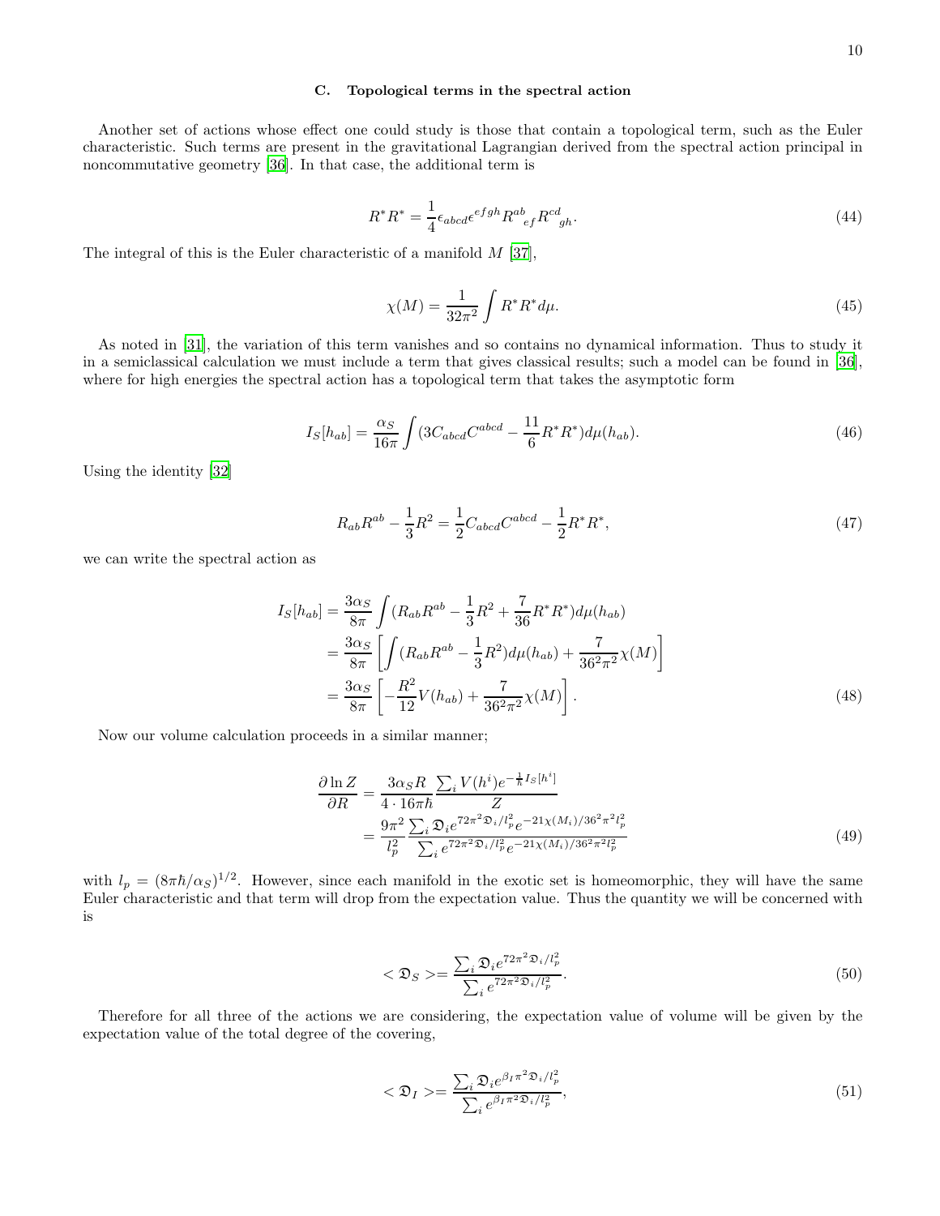### C. Topological terms in the spectral action

Another set of actions whose effect one could study is those that contain a topological term, such as the Euler characteristic. Such terms are present in the gravitational Lagrangian derived from the spectral action principal in noncommutative geometry [36]. In that case, the additional term is

$$R^*R^* = \frac{1}{4}\epsilon_{abcd}\epsilon^{efgh}R^{ab}{}_{ef}R^{cd}{}_{gh}. \tag{44}$$

The integral of this is the Euler characteristic of a manifold $M$ [37],

$$\chi(M) = \frac{1}{32\pi^2}\int R^*R^* d\mu. \tag{45}$$

As noted in [31], the variation of this term vanishes and so contains no dynamical information. Thus to study it in a semiclassical calculation we must include a term that gives classical results; such a model can be found in [36], where for high energies the spectral action has a topological term that takes the asymptotic form

$$I_S[h_{ab}] = \frac{\alpha_S}{16\pi}\int (3C_{abcd}C^{abcd} - \frac{11}{6}R^*R^*)d\mu(h_{ab}). \tag{46}$$

Using the identity [32]

$$R_{ab}R^{ab} - \frac{1}{3}R^2 = \frac{1}{2}C_{abcd}C^{abcd} - \frac{1}{2}R^*R^*, \tag{47}$$

we can write the spectral action as

$$\begin{aligned}
I_S[h_{ab}] &= \frac{3\alpha_S}{8\pi}\int (R_{ab}R^{ab} - \frac{1}{3}R^2 + \frac{7}{36}R^*R^*)d\mu(h_{ab}) \\
&= \frac{3\alpha_S}{8\pi}\left[\int (R_{ab}R^{ab} - \frac{1}{3}R^2)d\mu(h_{ab}) + \frac{7}{36^2\pi^2}\chi(M)\right] \\
&= \frac{3\alpha_S}{8\pi}\left[-\frac{R^2}{12}V(h_{ab}) + \frac{7}{36^2\pi^2}\chi(M)\right].
\end{aligned} \tag{48}$$

Now our volume calculation proceeds in a similar manner;

$$\begin{aligned}
\frac{\partial \ln Z}{\partial R} &= \frac{3\alpha_S R}{4\cdot 16\pi\hbar}\frac{\sum_i V(h^i)e^{-\frac{1}{\hbar}I_S[h^i]}}{Z} \\
&= \frac{9\pi^2}{l_p^2}\frac{\sum_i \mathfrak{D}_i e^{72\pi^2\mathfrak{D}_i/l_p^2}e^{-21\chi(M_i)/36^2\pi^2 l_p^2}}{\sum_i e^{72\pi^2\mathfrak{D}_i/l_p^2}e^{-21\chi(M_i)/36^2\pi^2 l_p^2}}
\end{aligned} \tag{49}$$

with $l_p = (8\pi\hbar/\alpha_S)^{1/2}$. However, since each manifold in the exotic set is homeomorphic, they will have the same Euler characteristic and that term will drop from the expectation value. Thus the quantity we will be concerned with is

$$<\mathfrak{D}_S> = \frac{\sum_i \mathfrak{D}_i e^{72\pi^2\mathfrak{D}_i/l_p^2}}{\sum_i e^{72\pi^2\mathfrak{D}_i/l_p^2}}. \tag{50}$$

Therefore for all three of the actions we are considering, the expectation value of volume will be given by the expectation value of the total degree of the covering,

$$<\mathfrak{D}_I> = \frac{\sum_i \mathfrak{D}_i e^{\beta_I\pi^2\mathfrak{D}_i/l_p^2}}{\sum_i e^{\beta_I\pi^2\mathfrak{D}_i/l_p^2}}, \tag{51}$$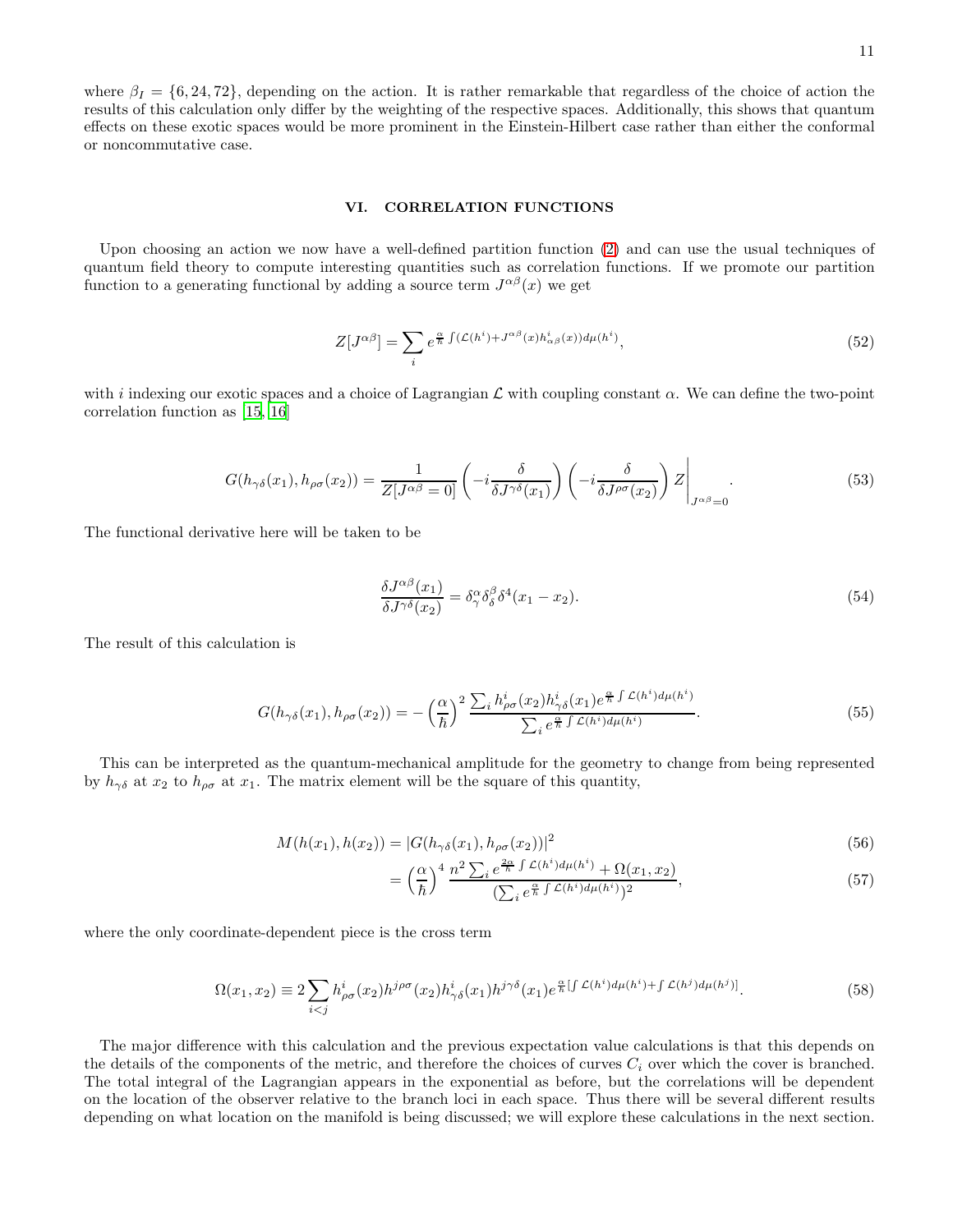where $\beta_I = \{6, 24, 72\}$, depending on the action. It is rather remarkable that regardless of the choice of action the results of this calculation only differ by the weighting of the respective spaces. Additionally, this shows that quantum effects on these exotic spaces would be more prominent in the Einstein-Hilbert case rather than either the conformal or noncommutative case.

## VI. CORRELATION FUNCTIONS

Upon choosing an action we now have a well-defined partition function (2) and can use the usual techniques of quantum field theory to compute interesting quantities such as correlation functions. If we promote our partition function to a generating functional by adding a source term $J^{\alpha\beta}(x)$ we get

$$Z[J^{\alpha\beta}] = \sum_i e^{\frac{\alpha}{\hbar}\int(\mathcal{L}(h^i)+J^{\alpha\beta}(x)h^i_{\alpha\beta}(x))d\mu(h^i)}, \tag{52}$$

with $i$ indexing our exotic spaces and a choice of Lagrangian $\mathcal{L}$ with coupling constant $\alpha$. We can define the two-point correlation function as [15, 16]

$$G(h_{\gamma\delta}(x_1), h_{\rho\sigma}(x_2)) = \frac{1}{Z[J^{\alpha\beta}=0]}\left(-i\frac{\delta}{\delta J^{\gamma\delta}(x_1)}\right)\left(-i\frac{\delta}{\delta J^{\rho\sigma}(x_2)}\right)Z\Bigg|_{J^{\alpha\beta}=0}. \tag{53}$$

The functional derivative here will be taken to be

$$\frac{\delta J^{\alpha\beta}(x_1)}{\delta J^{\gamma\delta}(x_2)} = \delta^\alpha_\gamma \delta^\beta_\delta \delta^4(x_1 - x_2). \tag{54}$$

The result of this calculation is

$$G(h_{\gamma\delta}(x_1), h_{\rho\sigma}(x_2)) = -\left(\frac{\alpha}{\hbar}\right)^2 \frac{\sum_i h^i_{\rho\sigma}(x_2)h^i_{\gamma\delta}(x_1)e^{\frac{\alpha}{\hbar}\int\mathcal{L}(h^i)d\mu(h^i)}}{\sum_i e^{\frac{\alpha}{\hbar}\int\mathcal{L}(h^i)d\mu(h^i)}}. \tag{55}$$

This can be interpreted as the quantum-mechanical amplitude for the geometry to change from being represented by $h_{\gamma\delta}$ at $x_2$ to $h_{\rho\sigma}$ at $x_1$. The matrix element will be the square of this quantity,

$$M(h(x_1), h(x_2)) = |G(h_{\gamma\delta}(x_1), h_{\rho\sigma}(x_2))|^2 \tag{56}$$

$$= \left(\frac{\alpha}{\hbar}\right)^4 \frac{n^2\sum_i e^{\frac{2\alpha}{\hbar}\int\mathcal{L}(h^i)d\mu(h^i)} + \Omega(x_1, x_2)}{(\sum_i e^{\frac{\alpha}{\hbar}\int\mathcal{L}(h^i)d\mu(h^i)})^2}, \tag{57}$$

where the only coordinate-dependent piece is the cross term

$$\Omega(x_1, x_2) \equiv 2\sum_{i<j} h^i_{\rho\sigma}(x_2)h^{j\rho\sigma}(x_2)h^i_{\gamma\delta}(x_1)h^{j\gamma\delta}(x_1)e^{\frac{\alpha}{\hbar}[\int\mathcal{L}(h^i)d\mu(h^i)+\int\mathcal{L}(h^j)d\mu(h^j)]}. \tag{58}$$

The major difference with this calculation and the previous expectation value calculations is that this depends on the details of the components of the metric, and therefore the choices of curves $C_i$ over which the cover is branched. The total integral of the Lagrangian appears in the exponential as before, but the correlations will be dependent on the location of the observer relative to the branch loci in each space. Thus there will be several different results depending on what location on the manifold is being discussed; we will explore these calculations in the next section.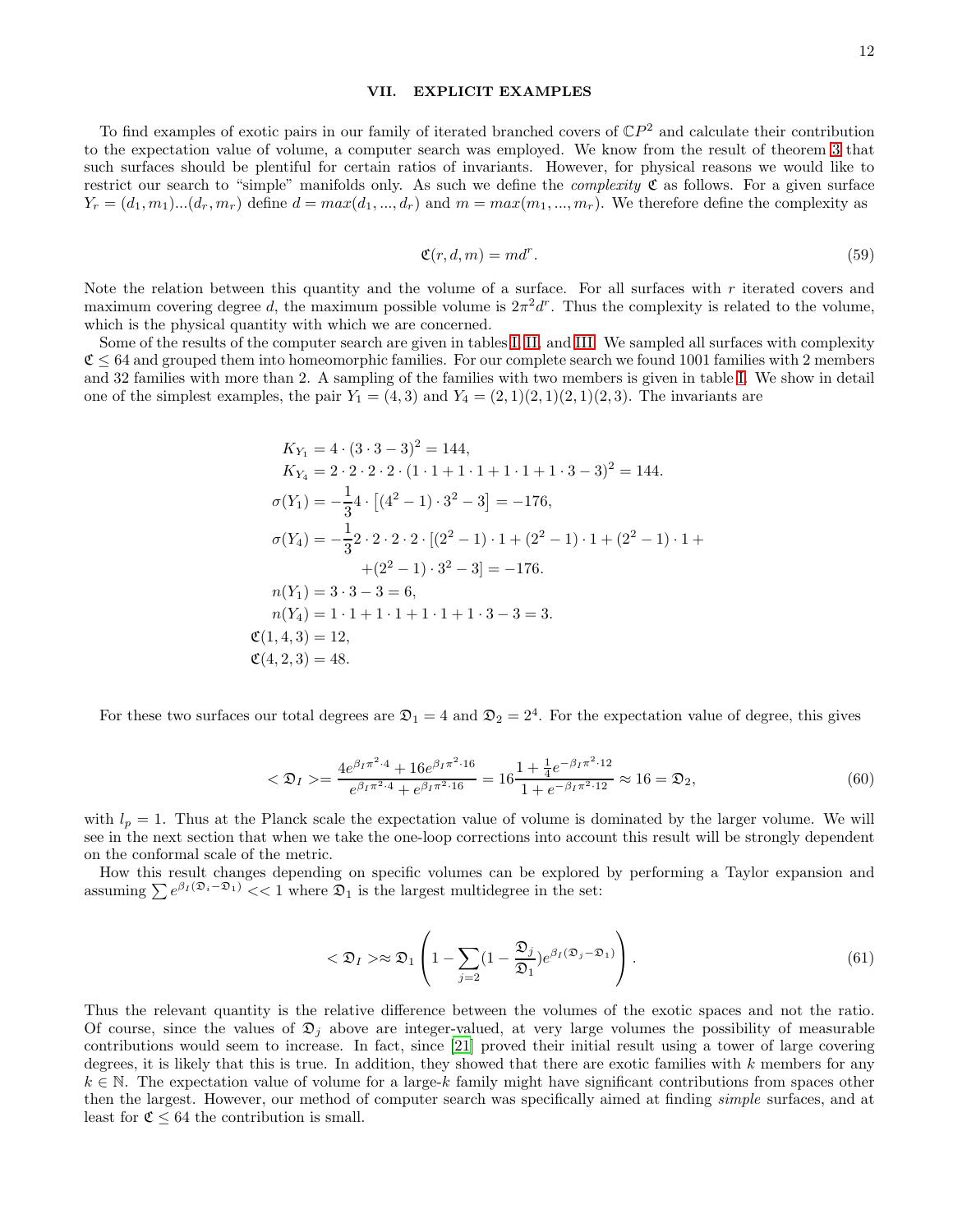## VII. EXPLICIT EXAMPLES

To find examples of exotic pairs in our family of iterated branched covers of $\mathbb{C}P^2$ and calculate their contribution to the expectation value of volume, a computer search was employed. We know from the result of theorem 3 that such surfaces should be plentiful for certain ratios of invariants. However, for physical reasons we would like to restrict our search to "simple" manifolds only. As such we define the *complexity* $\mathfrak{C}$ as follows. For a given surface $Y_r = (d_1, m_1)...(d_r, m_r)$ define $d = max(d_1, ..., d_r)$ and $m = max(m_1, ..., m_r)$. We therefore define the complexity as

$$\mathfrak{C}(r, d, m) = md^r. \tag{59}$$

Note the relation between this quantity and the volume of a surface. For all surfaces with $r$ iterated covers and maximum covering degree $d$, the maximum possible volume is $2\pi^2 d^r$. Thus the complexity is related to the volume, which is the physical quantity with which we are concerned.

Some of the results of the computer search are given in tables I, II, and III. We sampled all surfaces with complexity $\mathfrak{C} \leq 64$ and grouped them into homeomorphic families. For our complete search we found 1001 families with 2 members and 32 families with more than 2. A sampling of the families with two members is given in table I. We show in detail one of the simplest examples, the pair $Y_1 = (4, 3)$ and $Y_4 = (2, 1)(2, 1)(2, 1)(2, 3)$. The invariants are

$$\begin{aligned}
K_{Y_1} &= 4 \cdot (3 \cdot 3 - 3)^2 = 144, \\
K_{Y_4} &= 2 \cdot 2 \cdot 2 \cdot 2 \cdot (1 \cdot 1 + 1 \cdot 1 + 1 \cdot 1 + 1 \cdot 3 - 3)^2 = 144. \\
\sigma(Y_1) &= -\frac{1}{3} 4 \cdot \left[(4^2 - 1) \cdot 3^2 - 3\right] = -176, \\
\sigma(Y_4) &= -\frac{1}{3} 2 \cdot 2 \cdot 2 \cdot 2 \cdot \left[(2^2 - 1) \cdot 1 + (2^2 - 1) \cdot 1 + (2^2 - 1) \cdot 1 + \right. \\
&\qquad \left. + (2^2 - 1) \cdot 3^2 - 3\right] = -176. \\
n(Y_1) &= 3 \cdot 3 - 3 = 6, \\
n(Y_4) &= 1 \cdot 1 + 1 \cdot 1 + 1 \cdot 1 + 1 \cdot 3 - 3 = 3. \\
\mathfrak{C}(1, 4, 3) &= 12, \\
\mathfrak{C}(4, 2, 3) &= 48.
\end{aligned}$$

For these two surfaces our total degrees are $\mathfrak{D}_1 = 4$ and $\mathfrak{D}_2 = 2^4$. For the expectation value of degree, this gives

$$< \mathfrak{D}_I > = \frac{4e^{\beta_I \pi^2 \cdot 4} + 16e^{\beta_I \pi^2 \cdot 16}}{e^{\beta_I \pi^2 \cdot 4} + e^{\beta_I \pi^2 \cdot 16}} = 16 \frac{1 + \frac{1}{4} e^{-\beta_I \pi^2 \cdot 12}}{1 + e^{-\beta_I \pi^2 \cdot 12}} \approx 16 = \mathfrak{D}_2, \tag{60}$$

with $l_p = 1$. Thus at the Planck scale the expectation value of volume is dominated by the larger volume. We will see in the next section that when we take the one-loop corrections into account this result will be strongly dependent on the conformal scale of the metric.

How this result changes depending on specific volumes can be explored by performing a Taylor expansion and assuming $\sum e^{\beta_I (\mathfrak{D}_i - \mathfrak{D}_1)} << 1$ where $\mathfrak{D}_1$ is the largest multidegree in the set:

$$< \mathfrak{D}_I > \approx \mathfrak{D}_1 \left( 1 - \sum_{j=2} (1 - \frac{\mathfrak{D}_j}{\mathfrak{D}_1}) e^{\beta_I (\mathfrak{D}_j - \mathfrak{D}_1)} \right). \tag{61}$$

Thus the relevant quantity is the relative difference between the volumes of the exotic spaces and not the ratio. Of course, since the values of $\mathfrak{D}_j$ above are integer-valued, at very large volumes the possibility of measurable contributions would seem to increase. In fact, since [21] proved their initial result using a tower of large covering degrees, it is likely that this is true. In addition, they showed that there are exotic families with $k$ members for any $k \in \mathbb{N}$. The expectation value of volume for a large-$k$ family might have significant contributions from spaces other then the largest. However, our method of computer search was specifically aimed at finding *simple* surfaces, and at least for $\mathfrak{C} \leq 64$ the contribution is small.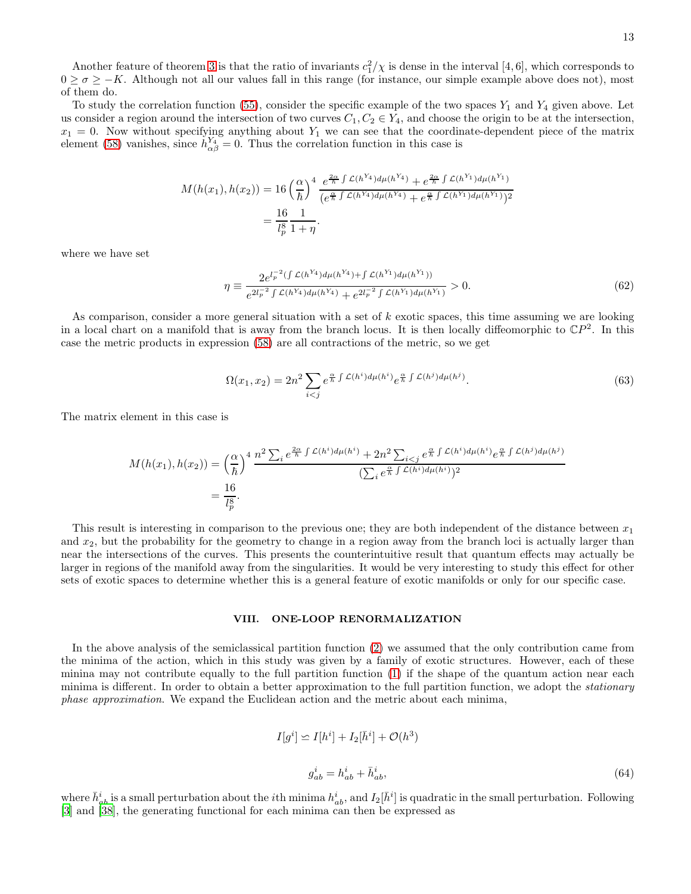Another feature of theorem 3 is that the ratio of invariants $c_1^2/\chi$ is dense in the interval $[4, 6]$, which corresponds to $0 \geq \sigma \geq -K$. Although not all our values fall in this range (for instance, our simple example above does not), most of them do.

To study the correlation function (55), consider the specific example of the two spaces $Y_1$ and $Y_4$ given above. Let us consider a region around the intersection of two curves $C_1, C_2 \in Y_4$, and choose the origin to be at the intersection, $x_1 = 0$. Now without specifying anything about $Y_1$ we can see that the coordinate-dependent piece of the matrix element (58) vanishes, since $h^{Y_4}_{\alpha\beta} = 0$. Thus the correlation function in this case is

$$
\begin{aligned}
M(h(x_1), h(x_2)) &= 16\left(\frac{\alpha}{\hbar}\right)^4 \frac{e^{\frac{2\alpha}{\hbar}\int \mathcal{L}(h^{Y_4})d\mu(h^{Y_4})} + e^{\frac{2\alpha}{\hbar}\int \mathcal{L}(h^{Y_1})d\mu(h^{Y_1})}}{(e^{\frac{\alpha}{\hbar}\int \mathcal{L}(h^{Y_4})d\mu(h^{Y_4})} + e^{\frac{\alpha}{\hbar}\int \mathcal{L}(h^{Y_1})d\mu(h^{Y_1})})^2} \\
&= \frac{16}{l_p^8}\frac{1}{1+\eta}.
\end{aligned}
$$

where we have set

$$
\eta \equiv \frac{2e^{l_p^{-2}(\int \mathcal{L}(h^{Y_4})d\mu(h^{Y_4}) + \int \mathcal{L}(h^{Y_1})d\mu(h^{Y_1}))}}{e^{2l_p^{-2}\int \mathcal{L}(h^{Y_4})d\mu(h^{Y_4})} + e^{2l_p^{-2}\int \mathcal{L}(h^{Y_1})d\mu(h^{Y_1})}} > 0. \tag{62}
$$

As comparison, consider a more general situation with a set of $k$ exotic spaces, this time assuming we are looking in a local chart on a manifold that is away from the branch locus. It is then locally diffeomorphic to $\mathbb{C}P^2$. In this case the metric products in expression (58) are all contractions of the metric, so we get

$$
\Omega(x_1, x_2) = 2n^2 \sum_{i<j} e^{\frac{\alpha}{\hbar}\int \mathcal{L}(h^i)d\mu(h^i)} e^{\frac{\alpha}{\hbar}\int \mathcal{L}(h^j)d\mu(h^j)}. \tag{63}
$$

The matrix element in this case is

$$
\begin{aligned}
M(h(x_1), h(x_2)) &= \left(\frac{\alpha}{\hbar}\right)^4 \frac{n^2 \sum_i e^{\frac{2\alpha}{\hbar}\int \mathcal{L}(h^i)d\mu(h^i)} + 2n^2 \sum_{i<j} e^{\frac{\alpha}{\hbar}\int \mathcal{L}(h^i)d\mu(h^i)} e^{\frac{\alpha}{\hbar}\int \mathcal{L}(h^j)d\mu(h^j)}}{(\sum_i e^{\frac{\alpha}{\hbar}\int \mathcal{L}(h^i)d\mu(h^i)})^2} \\
&= \frac{16}{l_p^8}.
\end{aligned}
$$

This result is interesting in comparison to the previous one; they are both independent of the distance between $x_1$ and $x_2$, but the probability for the geometry to change in a region away from the branch loci is actually larger than near the intersections of the curves. This presents the counterintuitive result that quantum effects may actually be larger in regions of the manifold away from the singularities. It would be very interesting to study this effect for other sets of exotic spaces to determine whether this is a general feature of exotic manifolds or only for our specific case.

## VIII. ONE-LOOP RENORMALIZATION

In the above analysis of the semiclassical partition function (2) we assumed that the only contribution came from the minima of the action, which in this study was given by a family of exotic structures. However, each of these minina may not contribute equally to the full partition function (1) if the shape of the quantum action near each minima is different. In order to obtain a better approximation to the full partition function, we adopt the *stationary phase approximation*. We expand the Euclidean action and the metric about each minima,

$$
I[g^i] \backsimeq I[h^i] + I_2[\bar{h}^i] + \mathcal{O}(h^3)
$$

$$
g^i_{ab} = h^i_{ab} + \bar{h}^i_{ab}, \tag{64}
$$

where $\bar{h}^i_{ab}$ is a small perturbation about the $i$th minima $h^i_{ab}$, and $I_2[\bar{h}^i]$ is quadratic in the small perturbation. Following [3] and [38], the generating functional for each minima can then be expressed as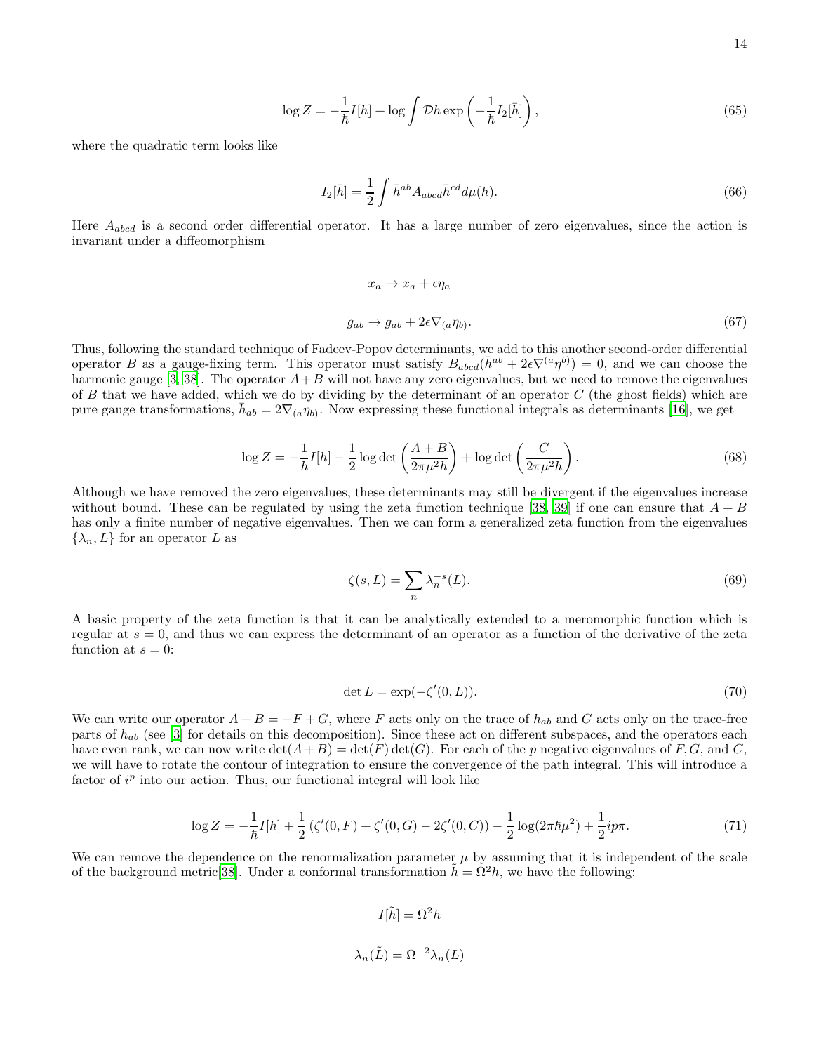$$\log Z = -\frac{1}{\hbar}I[h] + \log \int \mathcal{D}h \exp\left(-\frac{1}{\hbar}I_2[\bar{h}]\right), \tag{65}$$

where the quadratic term looks like

$$I_2[\bar{h}] = \frac{1}{2}\int \bar{h}^{ab}A_{abcd}\bar{h}^{cd}d\mu(h). \tag{66}$$

Here $A_{abcd}$ is a second order differential operator. It has a large number of zero eigenvalues, since the action is invariant under a diffeomorphism

$$x_a \to x_a + \epsilon\eta_a$$

$$g_{ab} \to g_{ab} + 2\epsilon\nabla_{(a}\eta_{b)}. \tag{67}$$

Thus, following the standard technique of Fadeev-Popov determinants, we add to this another second-order differential operator $B$ as a gauge-fixing term. This operator must satisfy $B_{abcd}(\bar{h}^{ab} + 2\epsilon\nabla^{(a}\eta^{b)}) = 0$, and we can choose the harmonic gauge [3, 38]. The operator $A+B$ will not have any zero eigenvalues, but we need to remove the eigenvalues of $B$ that we have added, which we do by dividing by the determinant of an operator $C$ (the ghost fields) which are pure gauge transformations, $\bar{h}_{ab} = 2\nabla_{(a}\eta_{b)}$. Now expressing these functional integrals as determinants [16], we get

$$\log Z = -\frac{1}{\hbar}I[h] - \frac{1}{2}\log\det\left(\frac{A+B}{2\pi\mu^2\hbar}\right) + \log\det\left(\frac{C}{2\pi\mu^2\hbar}\right). \tag{68}$$

Although we have removed the zero eigenvalues, these determinants may still be divergent if the eigenvalues increase without bound. These can be regulated by using the zeta function technique [38, 39] if one can ensure that $A+B$ has only a finite number of negative eigenvalues. Then we can form a generalized zeta function from the eigenvalues $\{\lambda_n, L\}$ for an operator $L$ as

$$\zeta(s, L) = \sum_n \lambda_n^{-s}(L). \tag{69}$$

A basic property of the zeta function is that it can be analytically extended to a meromorphic function which is regular at $s = 0$, and thus we can express the determinant of an operator as a function of the derivative of the zeta function at $s = 0$:

$$\det L = \exp(-\zeta'(0, L)). \tag{70}$$

We can write our operator $A + B = -F + G$, where $F$ acts only on the trace of $h_{ab}$ and $G$ acts only on the trace-free parts of $h_{ab}$ (see [3] for details on this decomposition). Since these act on different subspaces, and the operators each have even rank, we can now write $\det(A+B) = \det(F)\det(G)$. For each of the $p$ negative eigenvalues of $F, G$, and $C$, we will have to rotate the contour of integration to ensure the convergence of the path integral. This will introduce a factor of $i^p$ into our action. Thus, our functional integral will look like

$$\log Z = -\frac{1}{\hbar}I[h] + \frac{1}{2}\left(\zeta'(0,F) + \zeta'(0,G) - 2\zeta'(0,C)\right) - \frac{1}{2}\log(2\pi\hbar\mu^2) + \frac{1}{2}ip\pi. \tag{71}$$

We can remove the dependence on the renormalization parameter $\mu$ by assuming that it is independent of the scale of the background metric[38]. Under a conformal transformation $\tilde{h} = \Omega^2 h$, we have the following:

$$I[\tilde{h}] = \Omega^2 h$$

$$\lambda_n(\tilde{L}) = \Omega^{-2}\lambda_n(L)$$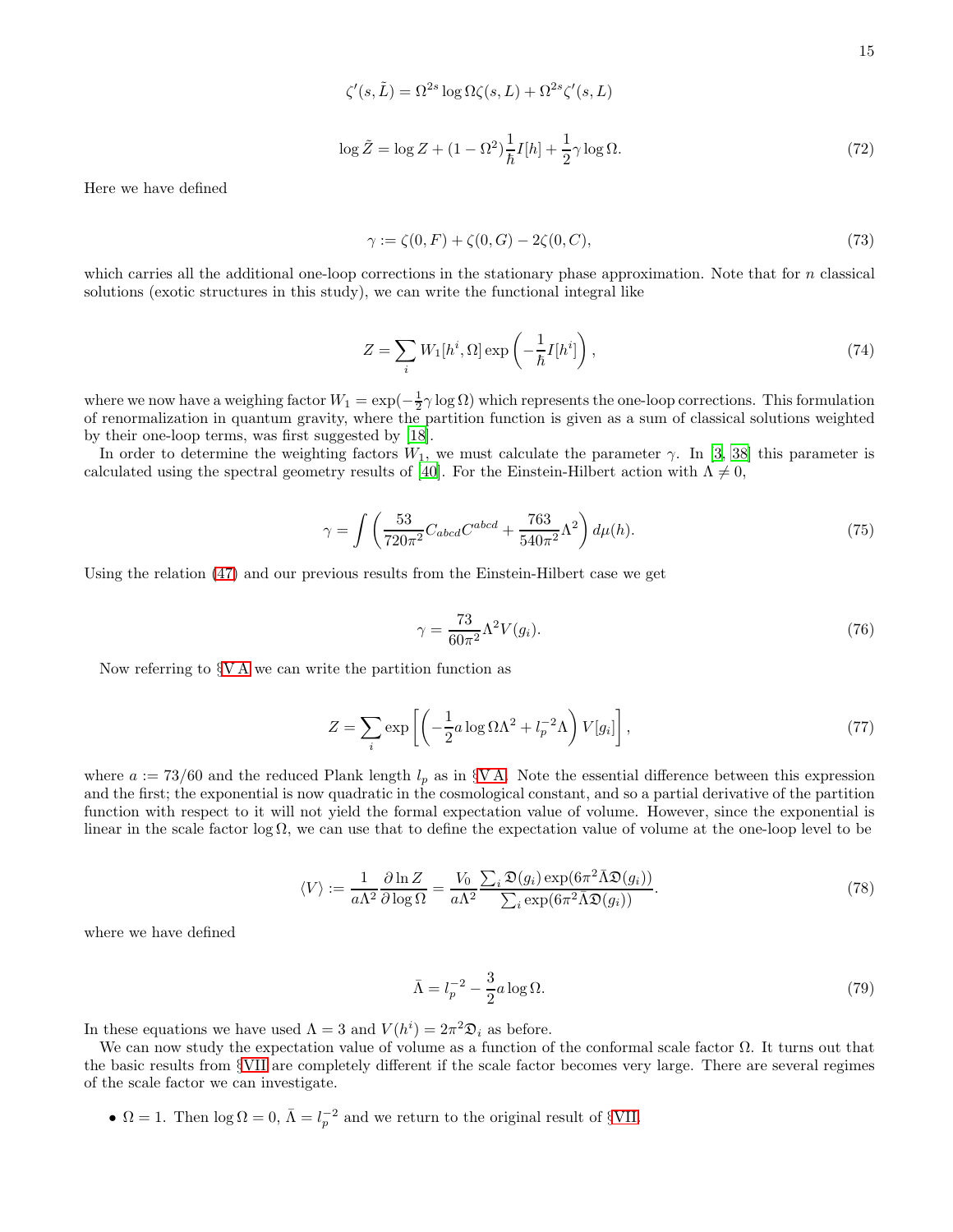$$\zeta'(s,\tilde{L}) = \Omega^{2s}\log\Omega\zeta(s,L) + \Omega^{2s}\zeta'(s,L)$$

$$\log\tilde{Z} = \log Z + (1-\Omega^2)\frac{1}{\hbar}I[h] + \frac{1}{2}\gamma\log\Omega. \tag{72}$$

Here we have defined

$$\gamma := \zeta(0,F) + \zeta(0,G) - 2\zeta(0,C), \tag{73}$$

which carries all the additional one-loop corrections in the stationary phase approximation. Note that for $n$ classical solutions (exotic structures in this study), we can write the functional integral like

$$Z = \sum_i W_1[h^i,\Omega]\exp\left(-\frac{1}{\hbar}I[h^i]\right), \tag{74}$$

where we now have a weighing factor $W_1 = \exp(-\frac{1}{2}\gamma\log\Omega)$ which represents the one-loop corrections. This formulation of renormalization in quantum gravity, where the partition function is given as a sum of classical solutions weighted by their one-loop terms, was first suggested by [18].

In order to determine the weighting factors $W_1$, we must calculate the parameter $\gamma$. In [3, 38] this parameter is calculated using the spectral geometry results of [40]. For the Einstein-Hilbert action with $\Lambda \neq 0$,

$$\gamma = \int\left(\frac{53}{720\pi^2}C_{abcd}C^{abcd} + \frac{763}{540\pi^2}\Lambda^2\right)d\mu(h). \tag{75}$$

Using the relation (47) and our previous results from the Einstein-Hilbert case we get

$$\gamma = \frac{73}{60\pi^2}\Lambda^2 V(g_i). \tag{76}$$

Now referring to §V A we can write the partition function as

$$Z = \sum_i \exp\left[\left(-\frac{1}{2}a\log\Omega\Lambda^2 + l_p^{-2}\Lambda\right)V[g_i]\right], \tag{77}$$

where $a := 73/60$ and the reduced Plank length $l_p$ as in §V A. Note the essential difference between this expression and the first; the exponential is now quadratic in the cosmological constant, and so a partial derivative of the partition function with respect to it will not yield the formal expectation value of volume. However, since the exponential is linear in the scale factor $\log\Omega$, we can use that to define the expectation value of volume at the one-loop level to be

$$\langle V\rangle := \frac{1}{a\Lambda^2}\frac{\partial\ln Z}{\partial\log\Omega} = \frac{V_0}{a\Lambda^2}\frac{\sum_i\mathfrak{D}(g_i)\exp(6\pi^2\bar{\Lambda}\mathfrak{D}(g_i))}{\sum_i\exp(6\pi^2\bar{\Lambda}\mathfrak{D}(g_i))}. \tag{78}$$

where we have defined

$$\bar{\Lambda} = l_p^{-2} - \frac{3}{2}a\log\Omega. \tag{79}$$

In these equations we have used $\Lambda = 3$ and $V(h^i) = 2\pi^2\mathfrak{D}_i$ as before.

We can now study the expectation value of volume as a function of the conformal scale factor $\Omega$. It turns out that the basic results from §VII are completely different if the scale factor becomes very large. There are several regimes of the scale factor we can investigate.

- $\Omega = 1$. Then $\log\Omega = 0$, $\bar{\Lambda} = l_p^{-2}$ and we return to the original result of §VII.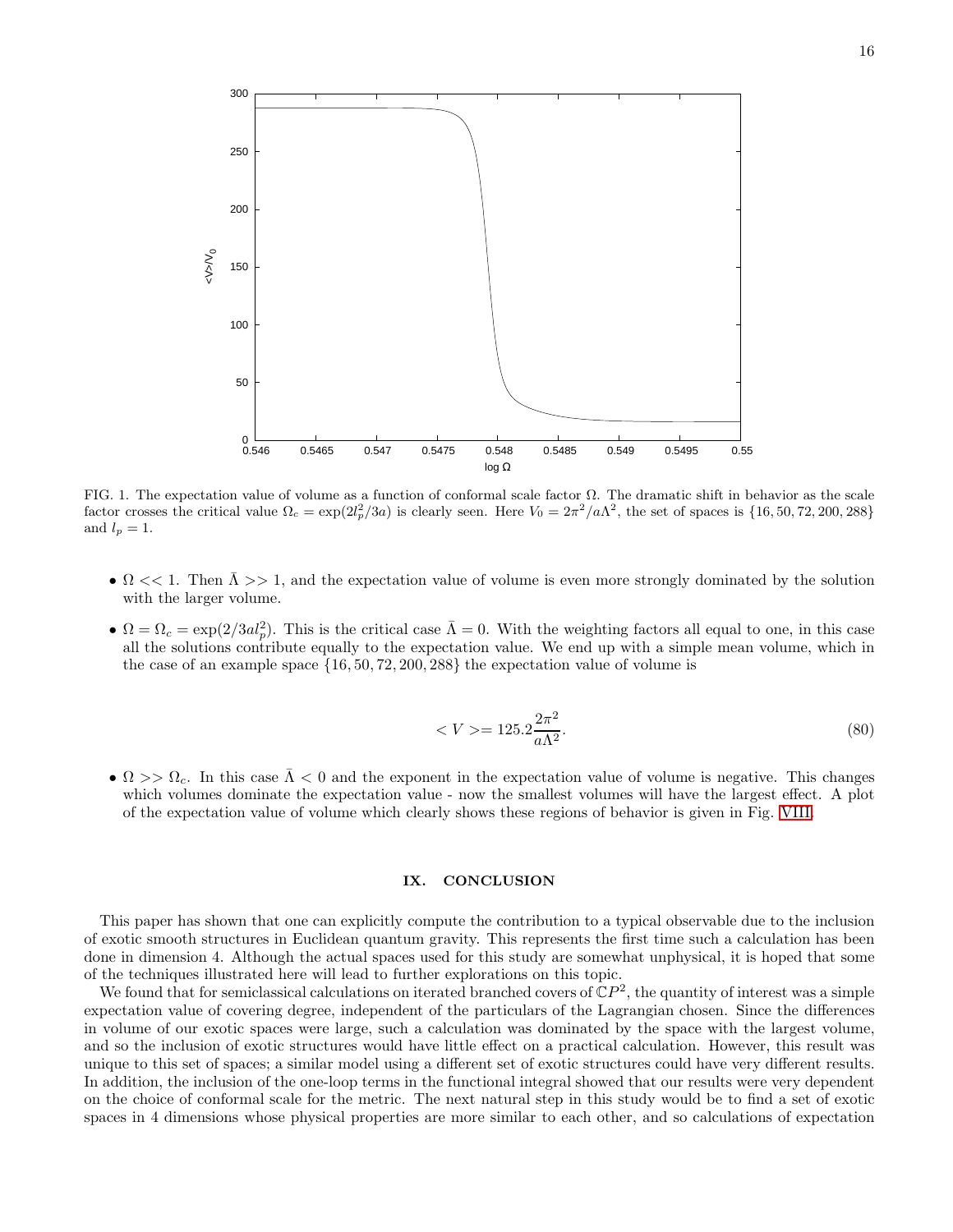FIG. 1. The expectation value of volume as a function of conformal scale factor $\Omega$. The dramatic shift in behavior as the scale factor crosses the critical value $\Omega_c = \exp(2l_p^2/3a)$ is clearly seen. Here $V_0 = 2\pi^2/a\Lambda^2$, the set of spaces is $\{16, 50, 72, 200, 288\}$ and $l_p = 1$.

- $\Omega << 1$. Then $\bar{\Lambda} >> 1$, and the expectation value of volume is even more strongly dominated by the solution with the larger volume.
- $\Omega = \Omega_c = \exp(2/3al_p^2)$. This is the critical case $\bar{\Lambda} = 0$. With the weighting factors all equal to one, in this case all the solutions contribute equally to the expectation value. We end up with a simple mean volume, which in the case of an example space $\{16, 50, 72, 200, 288\}$ the expectation value of volume is

$$< V >= 125.2 \frac{2\pi^2}{a\Lambda^2}. \tag{80}$$

- $\Omega >> \Omega_c$. In this case $\bar{\Lambda} < 0$ and the exponent in the expectation value of volume is negative. This changes which volumes dominate the expectation value - now the smallest volumes will have the largest effect. A plot of the expectation value of volume which clearly shows these regions of behavior is given in Fig. VIII.

## IX. CONCLUSION

This paper has shown that one can explicitly compute the contribution to a typical observable due to the inclusion of exotic smooth structures in Euclidean quantum gravity. This represents the first time such a calculation has been done in dimension 4. Although the actual spaces used for this study are somewhat unphysical, it is hoped that some of the techniques illustrated here will lead to further explorations on this topic.

We found that for semiclassical calculations on iterated branched covers of $\mathbb{C}P^2$, the quantity of interest was a simple expectation value of covering degree, independent of the particulars of the Lagrangian chosen. Since the differences in volume of our exotic spaces were large, such a calculation was dominated by the space with the largest volume, and so the inclusion of exotic structures would have little effect on a practical calculation. However, this result was unique to this set of spaces; a similar model using a different set of exotic structures could have very different results. In addition, the inclusion of the one-loop terms in the functional integral showed that our results were very dependent on the choice of conformal scale for the metric. The next natural step in this study would be to find a set of exotic spaces in 4 dimensions whose physical properties are more similar to each other, and so calculations of expectation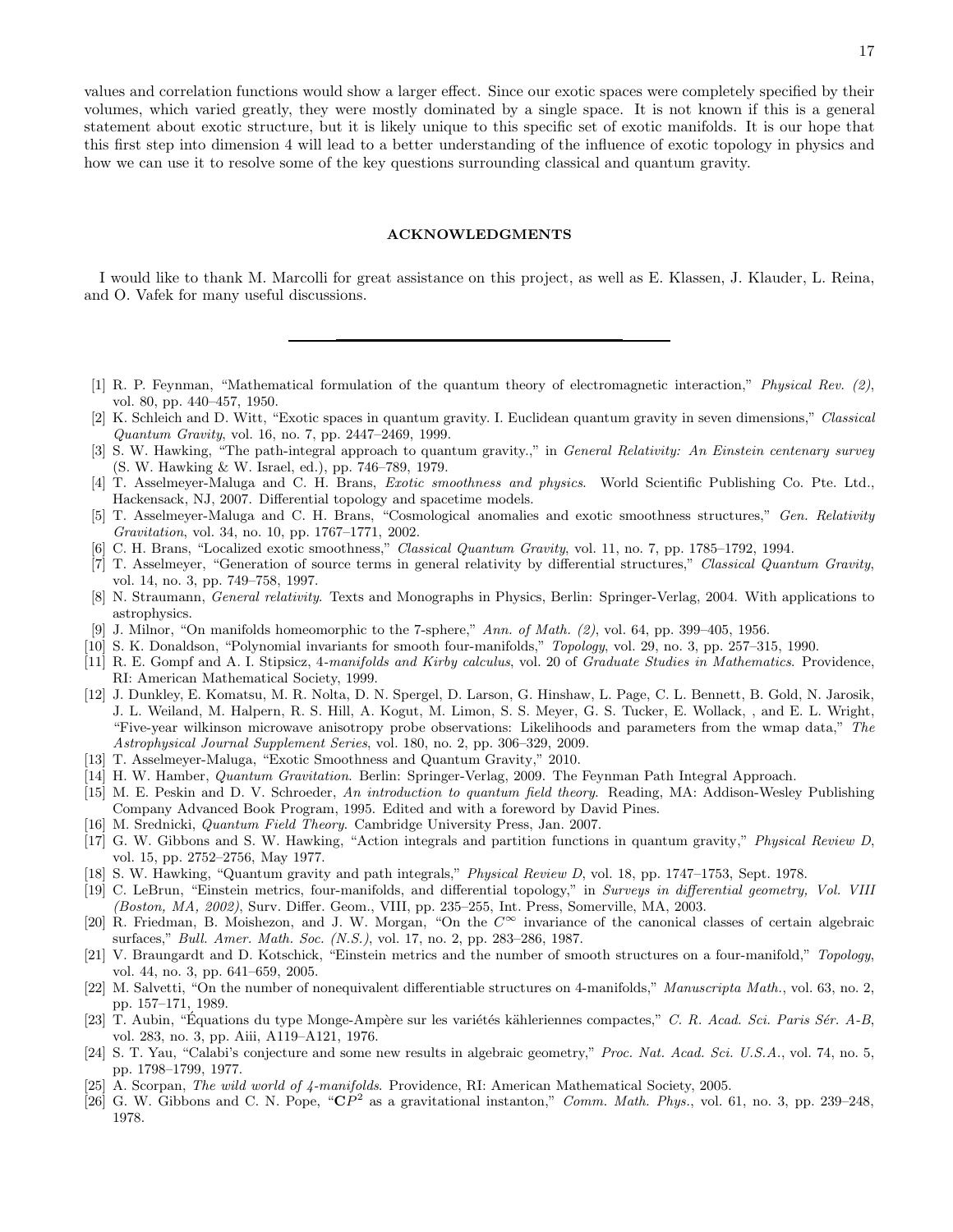values and correlation functions would show a larger effect. Since our exotic spaces were completely specified by their volumes, which varied greatly, they were mostly dominated by a single space. It is not known if this is a general statement about exotic structure, but it is likely unique to this specific set of exotic manifolds. It is our hope that this first step into dimension 4 will lead to a better understanding of the influence of exotic topology in physics and how we can use it to resolve some of the key questions surrounding classical and quantum gravity.

## ACKNOWLEDGMENTS

I would like to thank M. Marcolli for great assistance on this project, as well as E. Klassen, J. Klauder, L. Reina, and O. Vafek for many useful discussions.

---

[1] R. P. Feynman, "Mathematical formulation of the quantum theory of electromagnetic interaction," *Physical Rev. (2)*, vol. 80, pp. 440–457, 1950.

[2] K. Schleich and D. Witt, "Exotic spaces in quantum gravity. I. Euclidean quantum gravity in seven dimensions," *Classical Quantum Gravity*, vol. 16, no. 7, pp. 2447–2469, 1999.

[3] S. W. Hawking, "The path-integral approach to quantum gravity.," in *General Relativity: An Einstein centenary survey* (S. W. Hawking & W. Israel, ed.), pp. 746–789, 1979.

[4] T. Asselmeyer-Maluga and C. H. Brans, *Exotic smoothness and physics*. World Scientific Publishing Co. Pte. Ltd., Hackensack, NJ, 2007. Differential topology and spacetime models.

[5] T. Asselmeyer-Maluga and C. H. Brans, "Cosmological anomalies and exotic smoothness structures," *Gen. Relativity Gravitation*, vol. 34, no. 10, pp. 1767–1771, 2002.

[6] C. H. Brans, "Localized exotic smoothness," *Classical Quantum Gravity*, vol. 11, no. 7, pp. 1785–1792, 1994.

[7] T. Asselmeyer, "Generation of source terms in general relativity by differential structures," *Classical Quantum Gravity*, vol. 14, no. 3, pp. 749–758, 1997.

[8] N. Straumann, *General relativity*. Texts and Monographs in Physics, Berlin: Springer-Verlag, 2004. With applications to astrophysics.

[9] J. Milnor, "On manifolds homeomorphic to the 7-sphere," *Ann. of Math. (2)*, vol. 64, pp. 399–405, 1956.

[10] S. K. Donaldson, "Polynomial invariants for smooth four-manifolds," *Topology*, vol. 29, no. 3, pp. 257–315, 1990.

[11] R. E. Gompf and A. I. Stipsicz, *4-manifolds and Kirby calculus*, vol. 20 of *Graduate Studies in Mathematics*. Providence, RI: American Mathematical Society, 1999.

[12] J. Dunkley, E. Komatsu, M. R. Nolta, D. N. Spergel, D. Larson, G. Hinshaw, L. Page, C. L. Bennett, B. Gold, N. Jarosik, J. L. Weiland, M. Halpern, R. S. Hill, A. Kogut, M. Limon, S. S. Meyer, G. S. Tucker, E. Wollack, , and E. L. Wright, "Five-year wilkinson microwave anisotropy probe observations: Likelihoods and parameters from the wmap data," *The Astrophysical Journal Supplement Series*, vol. 180, no. 2, pp. 306–329, 2009.

[13] T. Asselmeyer-Maluga, "Exotic Smoothness and Quantum Gravity," 2010.

[14] H. W. Hamber, *Quantum Gravitation*. Berlin: Springer-Verlag, 2009. The Feynman Path Integral Approach.

[15] M. E. Peskin and D. V. Schroeder, *An introduction to quantum field theory*. Reading, MA: Addison-Wesley Publishing Company Advanced Book Program, 1995. Edited and with a foreword by David Pines.

[16] M. Srednicki, *Quantum Field Theory*. Cambridge University Press, Jan. 2007.

[17] G. W. Gibbons and S. W. Hawking, "Action integrals and partition functions in quantum gravity," *Physical Review D*, vol. 15, pp. 2752–2756, May 1977.

[18] S. W. Hawking, "Quantum gravity and path integrals," *Physical Review D*, vol. 18, pp. 1747–1753, Sept. 1978.

[19] C. LeBrun, "Einstein metrics, four-manifolds, and differential topology," in *Surveys in differential geometry, Vol. VIII (Boston, MA, 2002)*, Surv. Differ. Geom., VIII, pp. 235–255, Int. Press, Somerville, MA, 2003.

[20] R. Friedman, B. Moishezon, and J. W. Morgan, "On the $C^\infty$ invariance of the canonical classes of certain algebraic surfaces," *Bull. Amer. Math. Soc. (N.S.)*, vol. 17, no. 2, pp. 283–286, 1987.

[21] V. Braungardt and D. Kotschick, "Einstein metrics and the number of smooth structures on a four-manifold," *Topology*, vol. 44, no. 3, pp. 641–659, 2005.

[22] M. Salvetti, "On the number of nonequivalent differentiable structures on 4-manifolds," *Manuscripta Math.*, vol. 63, no. 2, pp. 157–171, 1989.

[23] T. Aubin, "Équations du type Monge-Ampère sur les variétés kähleriennes compactes," *C. R. Acad. Sci. Paris Sér. A-B*, vol. 283, no. 3, pp. Aiii, A119–A121, 1976.

[24] S. T. Yau, "Calabi's conjecture and some new results in algebraic geometry," *Proc. Nat. Acad. Sci. U.S.A.*, vol. 74, no. 5, pp. 1798–1799, 1977.

[25] A. Scorpan, *The wild world of 4-manifolds*. Providence, RI: American Mathematical Society, 2005.

[26] G. W. Gibbons and C. N. Pope, "$\mathbf{C}P^2$ as a gravitational instanton," *Comm. Math. Phys.*, vol. 61, no. 3, pp. 239–248, 1978.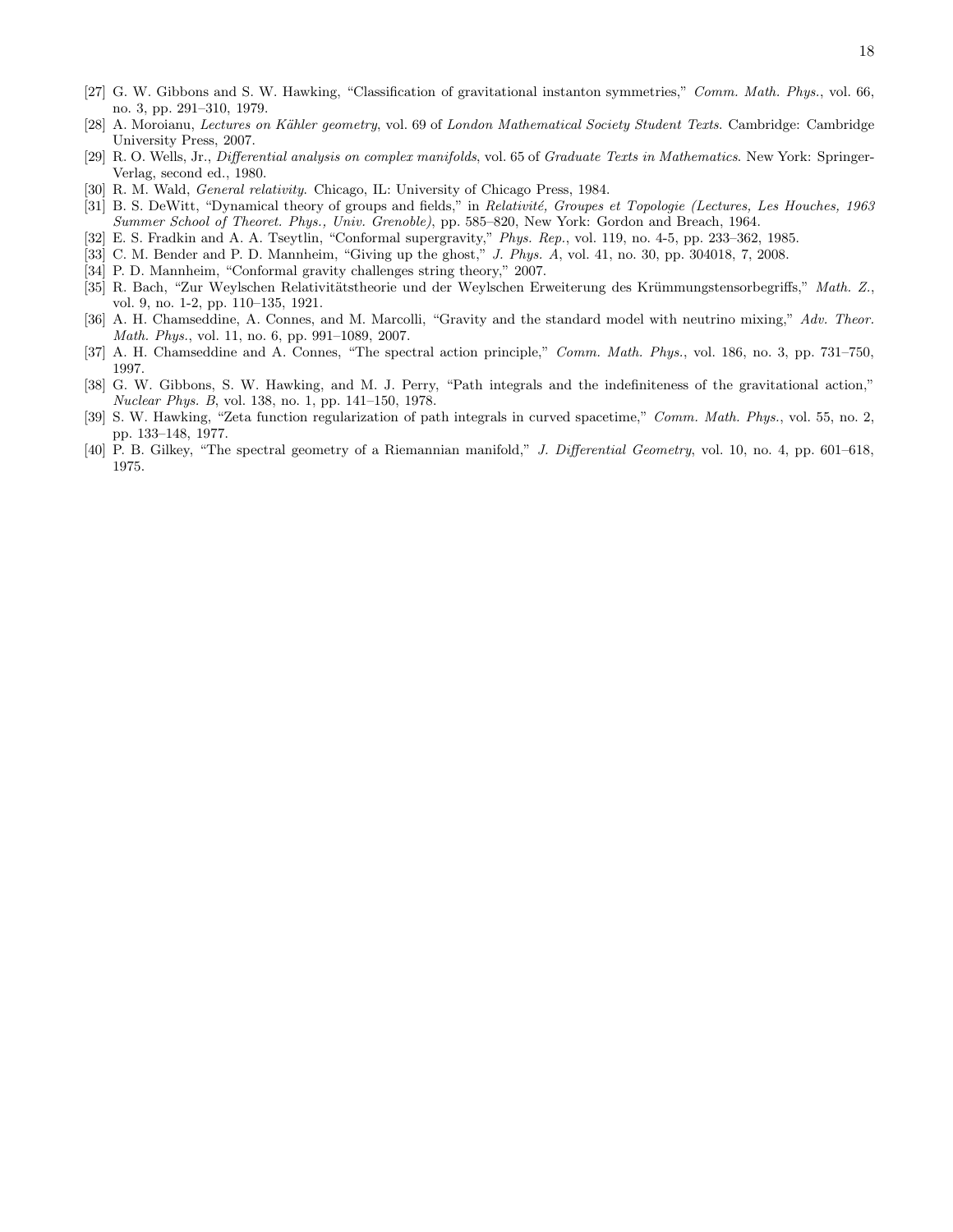[27] G. W. Gibbons and S. W. Hawking, "Classification of gravitational instanton symmetries," *Comm. Math. Phys.*, vol. 66, no. 3, pp. 291–310, 1979.

[28] A. Moroianu, *Lectures on Kähler geometry*, vol. 69 of *London Mathematical Society Student Texts*. Cambridge: Cambridge University Press, 2007.

[29] R. O. Wells, Jr., *Differential analysis on complex manifolds*, vol. 65 of *Graduate Texts in Mathematics*. New York: Springer-Verlag, second ed., 1980.

[30] R. M. Wald, *General relativity*. Chicago, IL: University of Chicago Press, 1984.

[31] B. S. DeWitt, "Dynamical theory of groups and fields," in *Relativité, Groupes et Topologie (Lectures, Les Houches, 1963 Summer School of Theoret. Phys., Univ. Grenoble)*, pp. 585–820, New York: Gordon and Breach, 1964.

[32] E. S. Fradkin and A. A. Tseytlin, "Conformal supergravity," *Phys. Rep.*, vol. 119, no. 4-5, pp. 233–362, 1985.

[33] C. M. Bender and P. D. Mannheim, "Giving up the ghost," *J. Phys. A*, vol. 41, no. 30, pp. 304018, 7, 2008.

[34] P. D. Mannheim, "Conformal gravity challenges string theory," 2007.

[35] R. Bach, "Zur Weylschen Relativitätstheorie und der Weylschen Erweiterung des Krümmungstensorbegriffs," *Math. Z.*, vol. 9, no. 1-2, pp. 110–135, 1921.

[36] A. H. Chamseddine, A. Connes, and M. Marcolli, "Gravity and the standard model with neutrino mixing," *Adv. Theor. Math. Phys.*, vol. 11, no. 6, pp. 991–1089, 2007.

[37] A. H. Chamseddine and A. Connes, "The spectral action principle," *Comm. Math. Phys.*, vol. 186, no. 3, pp. 731–750, 1997.

[38] G. W. Gibbons, S. W. Hawking, and M. J. Perry, "Path integrals and the indefiniteness of the gravitational action," *Nuclear Phys. B*, vol. 138, no. 1, pp. 141–150, 1978.

[39] S. W. Hawking, "Zeta function regularization of path integrals in curved spacetime," *Comm. Math. Phys.*, vol. 55, no. 2, pp. 133–148, 1977.

[40] P. B. Gilkey, "The spectral geometry of a Riemannian manifold," *J. Differential Geometry*, vol. 10, no. 4, pp. 601–618, 1975.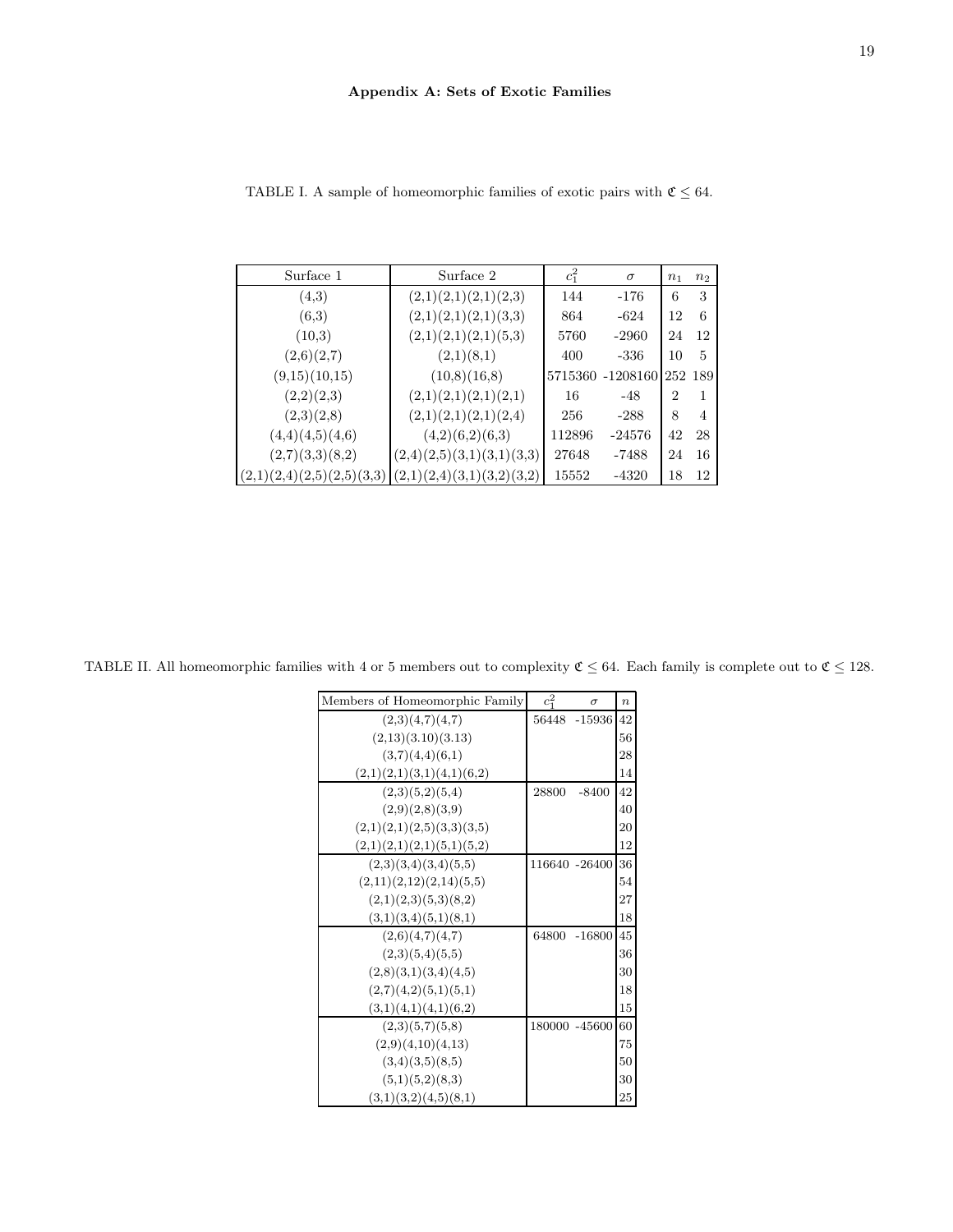## Appendix A: Sets of Exotic Families

TABLE I. A sample of homeomorphic families of exotic pairs with $\mathfrak{C} \leq 64$.

| Surface 1 | Surface 2 | $c_1^2$ | $\sigma$ | $n_1$ | $n_2$ |
|---|---|---|---|---|---|
| (4,3) | (2,1)(2,1)(2,1)(2,3) | 144 | -176 | 6 | 3 |
| (6,3) | (2,1)(2,1)(2,1)(3,3) | 864 | -624 | 12 | 6 |
| (10,3) | (2,1)(2,1)(2,1)(5,3) | 5760 | -2960 | 24 | 12 |
| (2,6)(2,7) | (2,1)(8,1) | 400 | -336 | 10 | 5 |
| (9,15)(10,15) | (10,8)(16,8) | 5715360 | -1208160 | 252 | 189 |
| (2,2)(2,3) | (2,1)(2,1)(2,1)(2,1) | 16 | -48 | 2 | 1 |
| (2,3)(2,8) | (2,1)(2,1)(2,1)(2,4) | 256 | -288 | 8 | 4 |
| (4,4)(4,5)(4,6) | (4,2)(6,2)(6,3) | 112896 | -24576 | 42 | 28 |
| (2,7)(3,3)(8,2) | (2,4)(2,5)(3,1)(3,1)(3,3) | 27648 | -7488 | 24 | 16 |
| (2,1)(2,4)(2,5)(2,5)(3,3) | (2,1)(2,4)(3,1)(3,2)(3,2) | 15552 | -4320 | 18 | 12 |

TABLE II. All homeomorphic families with 4 or 5 members out to complexity $\mathfrak{C} \leq 64$. Each family is complete out to $\mathfrak{C} \leq 128$.

| Members of Homeomorphic Family | $c_1^2$ | $\sigma$ | $n$ |
|---|---|---|---|
| (2,3)(4,7)(4,7) | 56448 | -15936 | 42 |
| (2,13)(3.10)(3.13) | | | 56 |
| (3,7)(4,4)(6,1) | | | 28 |
| (2,1)(2,1)(3,1)(4,1)(6,2) | | | 14 |
| (2,3)(5,2)(5,4) | 28800 | -8400 | 42 |
| (2,9)(2,8)(3,9) | | | 40 |
| (2,1)(2,1)(2,5)(3,3)(3,5) | | | 20 |
| (2,1)(2,1)(2,1)(5,1)(5,2) | | | 12 |
| (2,3)(3,4)(3,4)(5,5) | 116640 | -26400 | 36 |
| (2,11)(2,12)(2,14)(5,5) | | | 54 |
| (2,1)(2,3)(5,3)(8,2) | | | 27 |
| (3,1)(3,4)(5,1)(8,1) | | | 18 |
| (2,6)(4,7)(4,7) | 64800 | -16800 | 45 |
| (2,3)(5,4)(5,5) | | | 36 |
| (2,8)(3,1)(3,4)(4,5) | | | 30 |
| (2,7)(4,2)(5,1)(5,1) | | | 18 |
| (3,1)(4,1)(4,1)(6,2) | | | 15 |
| (2,3)(5,7)(5,8) | 180000 | -45600 | 60 |
| (2,9)(4,10)(4,13) | | | 75 |
| (3,4)(3,5)(8,5) | | | 50 |
| (5,1)(5,2)(8,3) | | | 30 |
| (3,1)(3,2)(4,5)(8,1) | | | 25 |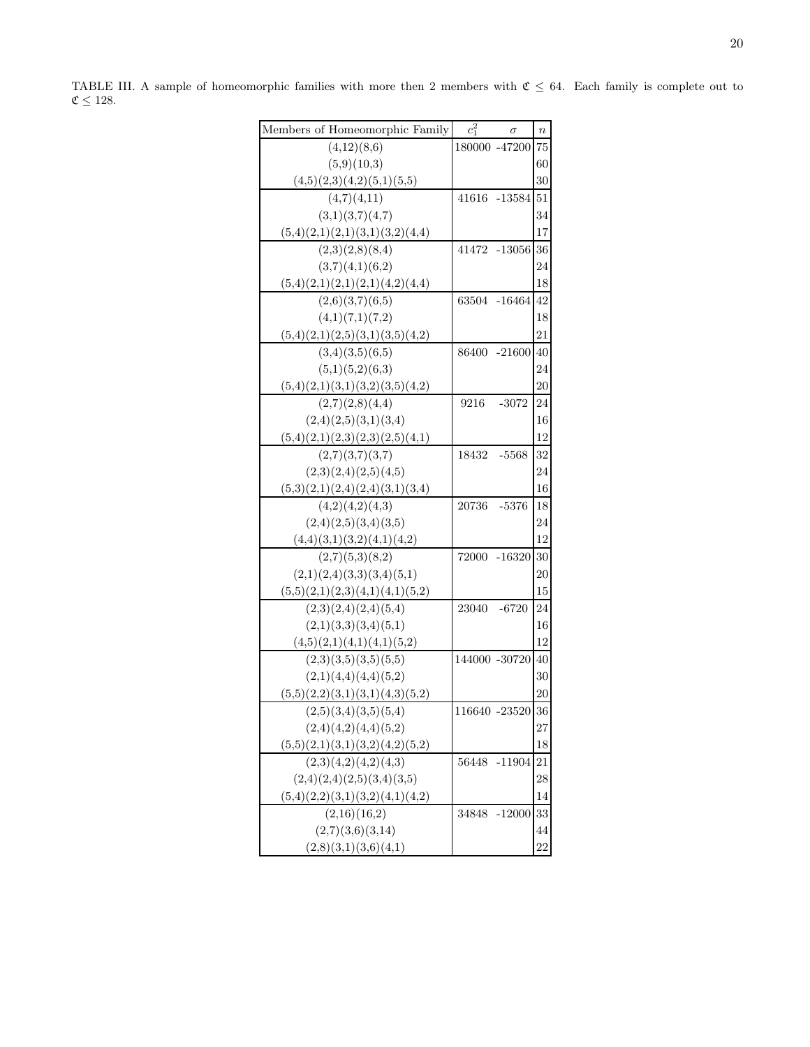TABLE III. A sample of homeomorphic families with more then 2 members with $\mathfrak{C} \leq 64$. Each family is complete out to $\mathfrak{C} \leq 128$.

| Members of Homeomorphic Family | $c_1^2$ | $\sigma$ | $n$ |
|---|---|---|---|
| (4,12)(8,6) | 180000 | -47200 | 75 |
| (5,9)(10,3) | | | 60 |
| (4,5)(2,3)(4,2)(5,1)(5,5) | | | 30 |
| (4,7)(4,11) | 41616 | -13584 | 51 |
| (3,1)(3,7)(4,7) | | | 34 |
| (5,4)(2,1)(2,1)(3,1)(3,2)(4,4) | | | 17 |
| (2,3)(2,8)(8,4) | 41472 | -13056 | 36 |
| (3,7)(4,1)(6,2) | | | 24 |
| (5,4)(2,1)(2,1)(2,1)(4,2)(4,4) | | | 18 |
| (2,6)(3,7)(6,5) | 63504 | -16464 | 42 |
| (4,1)(7,1)(7,2) | | | 18 |
| (5,4)(2,1)(2,5)(3,1)(3,5)(4,2) | | | 21 |
| (3,4)(3,5)(6,5) | 86400 | -21600 | 40 |
| (5,1)(5,2)(6,3) | | | 24 |
| (5,4)(2,1)(3,1)(3,2)(3,5)(4,2) | | | 20 |
| (2,7)(2,8)(4,4) | 9216 | -3072 | 24 |
| (2,4)(2,5)(3,1)(3,4) | | | 16 |
| (5,4)(2,1)(2,3)(2,3)(2,5)(4,1) | | | 12 |
| (2,7)(3,7)(3,7) | 18432 | -5568 | 32 |
| (2,3)(2,4)(2,5)(4,5) | | | 24 |
| (5,3)(2,1)(2,4)(2,4)(3,1)(3,4) | | | 16 |
| (4,2)(4,2)(4,3) | 20736 | -5376 | 18 |
| (2,4)(2,5)(3,4)(3,5) | | | 24 |
| (4,4)(3,1)(3,2)(4,1)(4,2) | | | 12 |
| (2,7)(5,3)(8,2) | 72000 | -16320 | 30 |
| (2,1)(2,4)(3,3)(3,4)(5,1) | | | 20 |
| (5,5)(2,1)(2,3)(4,1)(4,1)(5,2) | | | 15 |
| (2,3)(2,4)(2,4)(5,4) | 23040 | -6720 | 24 |
| (2,1)(3,3)(3,4)(5,1) | | | 16 |
| (4,5)(2,1)(4,1)(4,1)(5,2) | | | 12 |
| (2,3)(3,5)(3,5)(5,5) | 144000 | -30720 | 40 |
| (2,1)(4,4)(4,4)(5,2) | | | 30 |
| (5,5)(2,2)(3,1)(3,1)(4,3)(5,2) | | | 20 |
| (2,5)(3,4)(3,5)(5,4) | 116640 | -23520 | 36 |
| (2,4)(4,2)(4,4)(5,2) | | | 27 |
| (5,5)(2,1)(3,1)(3,2)(4,2)(5,2) | | | 18 |
| (2,3)(4,2)(4,2)(4,3) | 56448 | -11904 | 21 |
| (2,4)(2,4)(2,5)(3,4)(3,5) | | | 28 |
| (5,4)(2,2)(3,1)(3,2)(4,1)(4,2) | | | 14 |
| (2,16)(16,2) | 34848 | -12000 | 33 |
| (2,7)(3,6)(3,14) | | | 44 |
| (2,8)(3,1)(3,6)(4,1) | | | 22 |